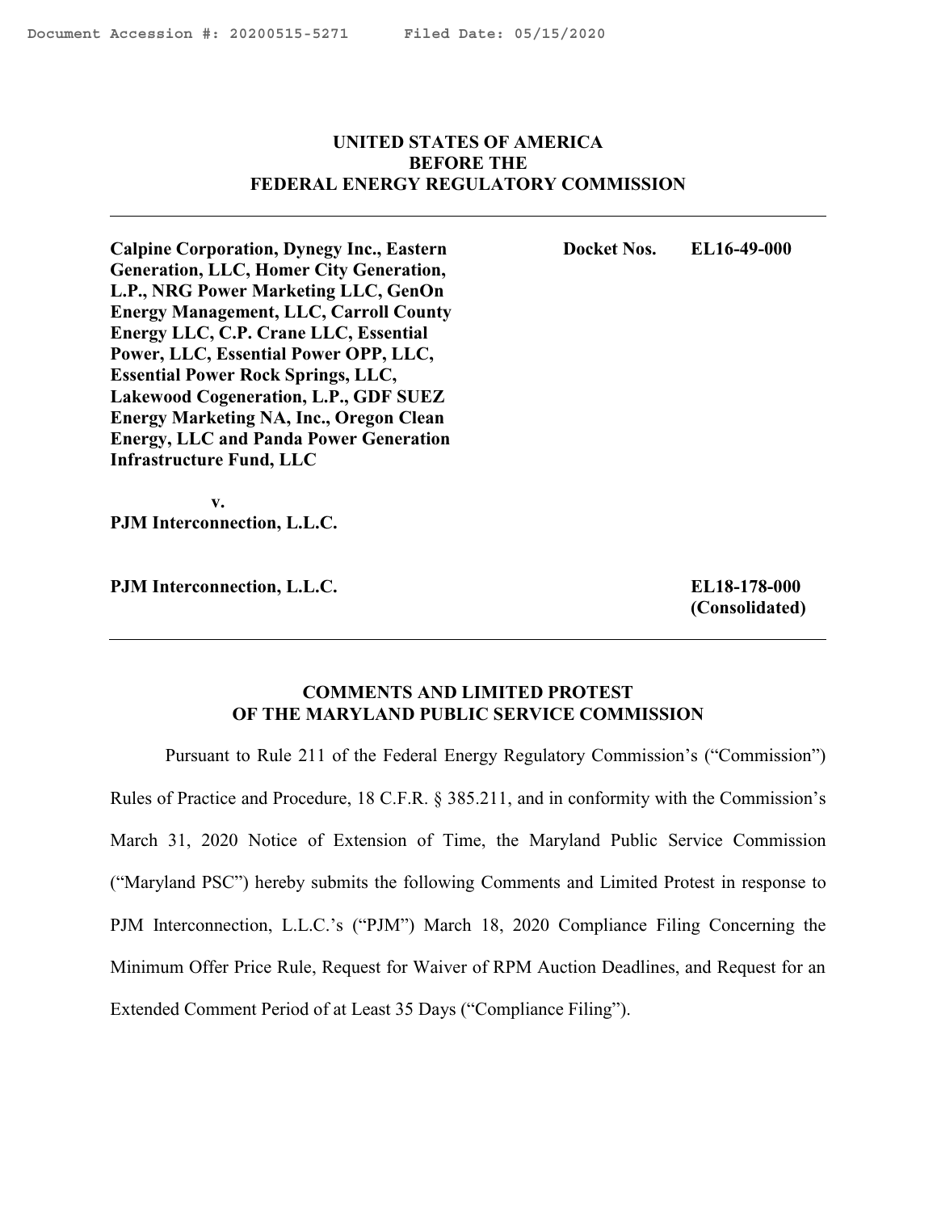**UNITED STATES OF AMERICA**
**BEFORE THE**
**FEDERAL ENERGY REGULATORY COMMISSION**

---

| | |
|---|---|
| **Calpine Corporation, Dynegy Inc., Eastern Generation, LLC, Homer City Generation, L.P., NRG Power Marketing LLC, GenOn Energy Management, LLC, Carroll County Energy LLC, C.P. Crane LLC, Essential Power, LLC, Essential Power OPP, LLC, Essential Power Rock Springs, LLC, Lakewood Cogeneration, L.P., GDF SUEZ Energy Marketing NA, Inc., Oregon Clean Energy, LLC and Panda Power Generation Infrastructure Fund, LLC** | **Docket Nos. EL16-49-000** |
| **v.** | |
| **PJM Interconnection, L.L.C.** | |
| **PJM Interconnection, L.L.C.** | **EL18-178-000 (Consolidated)** |

---

## COMMENTS AND LIMITED PROTEST OF THE MARYLAND PUBLIC SERVICE COMMISSION

Pursuant to Rule 211 of the Federal Energy Regulatory Commission's ("Commission") Rules of Practice and Procedure, 18 C.F.R. § 385.211, and in conformity with the Commission's March 31, 2020 Notice of Extension of Time, the Maryland Public Service Commission ("Maryland PSC") hereby submits the following Comments and Limited Protest in response to PJM Interconnection, L.L.C.'s ("PJM") March 18, 2020 Compliance Filing Concerning the Minimum Offer Price Rule, Request for Waiver of RPM Auction Deadlines, and Request for an Extended Comment Period of at Least 35 Days ("Compliance Filing").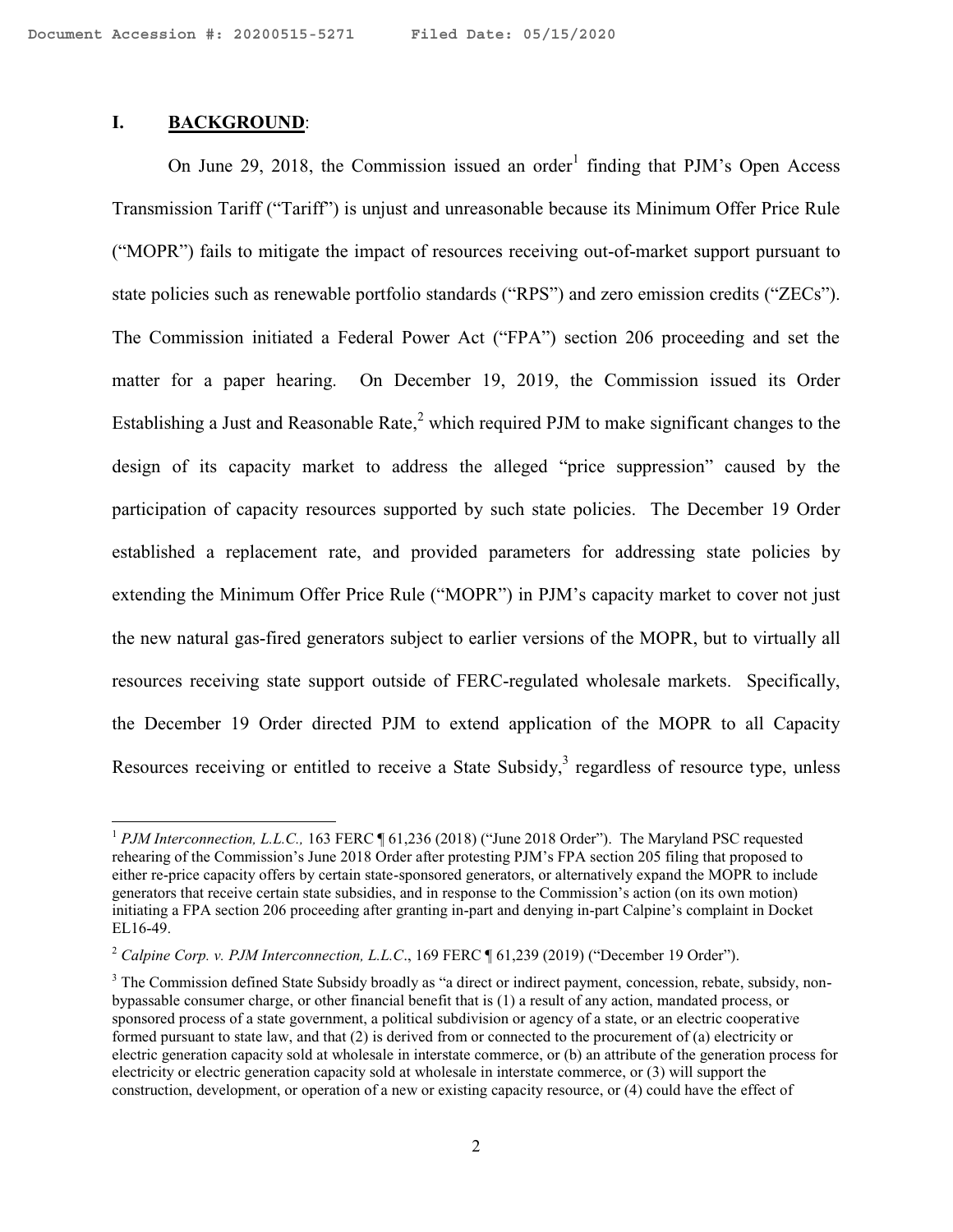## I. BACKGROUND:

On June 29, 2018, the Commission issued an order[1] finding that PJM's Open Access Transmission Tariff ("Tariff") is unjust and unreasonable because its Minimum Offer Price Rule ("MOPR") fails to mitigate the impact of resources receiving out-of-market support pursuant to state policies such as renewable portfolio standards ("RPS") and zero emission credits ("ZECs"). The Commission initiated a Federal Power Act ("FPA") section 206 proceeding and set the matter for a paper hearing. On December 19, 2019, the Commission issued its Order Establishing a Just and Reasonable Rate,[2] which required PJM to make significant changes to the design of its capacity market to address the alleged "price suppression" caused by the participation of capacity resources supported by such state policies. The December 19 Order established a replacement rate, and provided parameters for addressing state policies by extending the Minimum Offer Price Rule ("MOPR") in PJM's capacity market to cover not just the new natural gas-fired generators subject to earlier versions of the MOPR, but to virtually all resources receiving state support outside of FERC-regulated wholesale markets. Specifically, the December 19 Order directed PJM to extend application of the MOPR to all Capacity Resources receiving or entitled to receive a State Subsidy,[3] regardless of resource type, unless

---

[1] *PJM Interconnection, L.L.C.,* 163 FERC ¶ 61,236 (2018) ("June 2018 Order"). The Maryland PSC requested rehearing of the Commission's June 2018 Order after protesting PJM's FPA section 205 filing that proposed to either re-price capacity offers by certain state-sponsored generators, or alternatively expand the MOPR to include generators that receive certain state subsidies, and in response to the Commission's action (on its own motion) initiating a FPA section 206 proceeding after granting in-part and denying in-part Calpine's complaint in Docket EL16-49.

[2] *Calpine Corp. v. PJM Interconnection, L.L.C.*, 169 FERC ¶ 61,239 (2019) ("December 19 Order").

[3] The Commission defined State Subsidy broadly as "a direct or indirect payment, concession, rebate, subsidy, non-bypassable consumer charge, or other financial benefit that is (1) a result of any action, mandated process, or sponsored process of a state government, a political subdivision or agency of a state, or an electric cooperative formed pursuant to state law, and that (2) is derived from or connected to the procurement of (a) electricity or electric generation capacity sold at wholesale in interstate commerce, or (b) an attribute of the generation process for electricity or electric generation capacity sold at wholesale in interstate commerce, or (3) will support the construction, development, or operation of a new or existing capacity resource, or (4) could have the effect of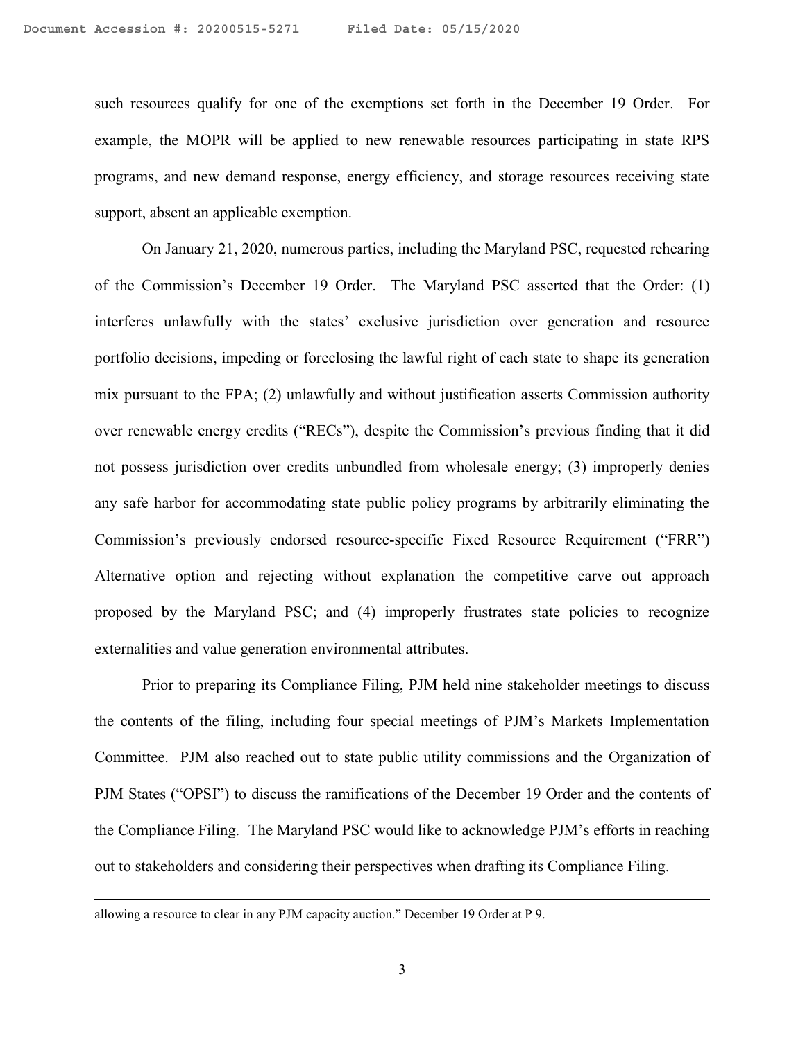such resources qualify for one of the exemptions set forth in the December 19 Order. For example, the MOPR will be applied to new renewable resources participating in state RPS programs, and new demand response, energy efficiency, and storage resources receiving state support, absent an applicable exemption.

On January 21, 2020, numerous parties, including the Maryland PSC, requested rehearing of the Commission's December 19 Order. The Maryland PSC asserted that the Order: (1) interferes unlawfully with the states' exclusive jurisdiction over generation and resource portfolio decisions, impeding or foreclosing the lawful right of each state to shape its generation mix pursuant to the FPA; (2) unlawfully and without justification asserts Commission authority over renewable energy credits ("RECs"), despite the Commission's previous finding that it did not possess jurisdiction over credits unbundled from wholesale energy; (3) improperly denies any safe harbor for accommodating state public policy programs by arbitrarily eliminating the Commission's previously endorsed resource-specific Fixed Resource Requirement ("FRR") Alternative option and rejecting without explanation the competitive carve out approach proposed by the Maryland PSC; and (4) improperly frustrates state policies to recognize externalities and value generation environmental attributes.

Prior to preparing its Compliance Filing, PJM held nine stakeholder meetings to discuss the contents of the filing, including four special meetings of PJM's Markets Implementation Committee. PJM also reached out to state public utility commissions and the Organization of PJM States ("OPSI") to discuss the ramifications of the December 19 Order and the contents of the Compliance Filing. The Maryland PSC would like to acknowledge PJM's efforts in reaching out to stakeholders and considering their perspectives when drafting its Compliance Filing.

---

allowing a resource to clear in any PJM capacity auction." December 19 Order at P 9.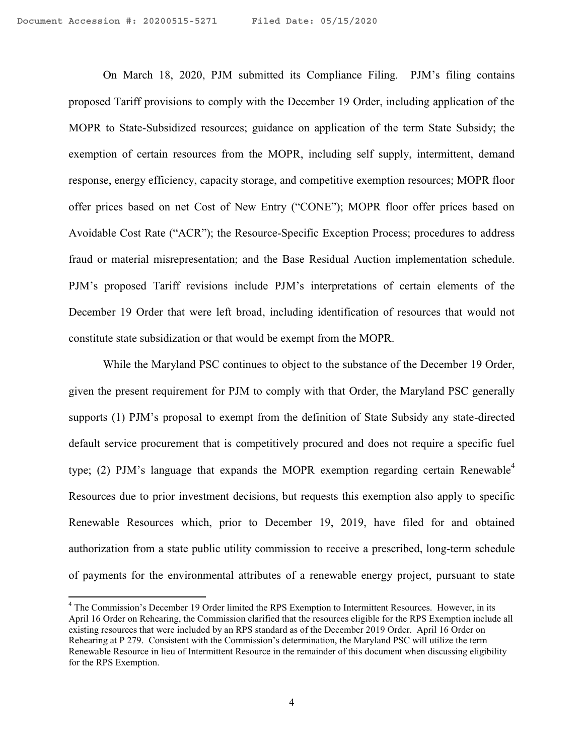On March 18, 2020, PJM submitted its Compliance Filing. PJM's filing contains proposed Tariff provisions to comply with the December 19 Order, including application of the MOPR to State-Subsidized resources; guidance on application of the term State Subsidy; the exemption of certain resources from the MOPR, including self supply, intermittent, demand response, energy efficiency, capacity storage, and competitive exemption resources; MOPR floor offer prices based on net Cost of New Entry ("CONE"); MOPR floor offer prices based on Avoidable Cost Rate ("ACR"); the Resource-Specific Exception Process; procedures to address fraud or material misrepresentation; and the Base Residual Auction implementation schedule. PJM's proposed Tariff revisions include PJM's interpretations of certain elements of the December 19 Order that were left broad, including identification of resources that would not constitute state subsidization or that would be exempt from the MOPR.

While the Maryland PSC continues to object to the substance of the December 19 Order, given the present requirement for PJM to comply with that Order, the Maryland PSC generally supports (1) PJM's proposal to exempt from the definition of State Subsidy any state-directed default service procurement that is competitively procured and does not require a specific fuel type; (2) PJM's language that expands the MOPR exemption regarding certain Renewable[4] Resources due to prior investment decisions, but requests this exemption also apply to specific Renewable Resources which, prior to December 19, 2019, have filed for and obtained authorization from a state public utility commission to receive a prescribed, long-term schedule of payments for the environmental attributes of a renewable energy project, pursuant to state

[4] The Commission's December 19 Order limited the RPS Exemption to Intermittent Resources. However, in its April 16 Order on Rehearing, the Commission clarified that the resources eligible for the RPS Exemption include all existing resources that were included by an RPS standard as of the December 2019 Order. April 16 Order on Rehearing at P 279. Consistent with the Commission's determination, the Maryland PSC will utilize the term Renewable Resource in lieu of Intermittent Resource in the remainder of this document when discussing eligibility for the RPS Exemption.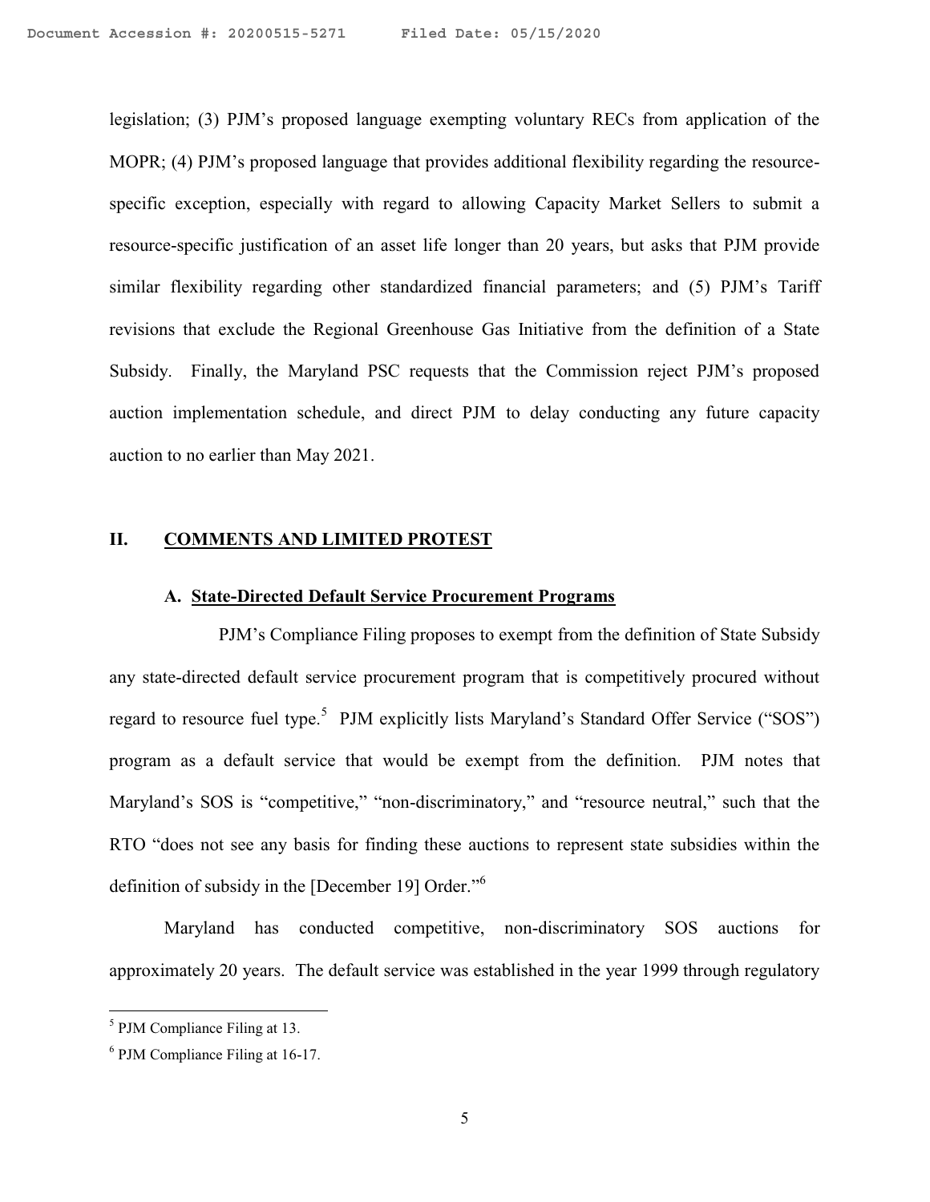legislation; (3) PJM's proposed language exempting voluntary RECs from application of the MOPR; (4) PJM's proposed language that provides additional flexibility regarding the resource-specific exception, especially with regard to allowing Capacity Market Sellers to submit a resource-specific justification of an asset life longer than 20 years, but asks that PJM provide similar flexibility regarding other standardized financial parameters; and (5) PJM's Tariff revisions that exclude the Regional Greenhouse Gas Initiative from the definition of a State Subsidy. Finally, the Maryland PSC requests that the Commission reject PJM's proposed auction implementation schedule, and direct PJM to delay conducting any future capacity auction to no earlier than May 2021.

## II. COMMENTS AND LIMITED PROTEST

### A. State-Directed Default Service Procurement Programs

PJM's Compliance Filing proposes to exempt from the definition of State Subsidy any state-directed default service procurement program that is competitively procured without regard to resource fuel type.[5] PJM explicitly lists Maryland's Standard Offer Service ("SOS") program as a default service that would be exempt from the definition. PJM notes that Maryland's SOS is "competitive," "non-discriminatory," and "resource neutral," such that the RTO "does not see any basis for finding these auctions to represent state subsidies within the definition of subsidy in the [December 19] Order."[6]

Maryland has conducted competitive, non-discriminatory SOS auctions for approximately 20 years. The default service was established in the year 1999 through regulatory

[5] PJM Compliance Filing at 13.

[6] PJM Compliance Filing at 16-17.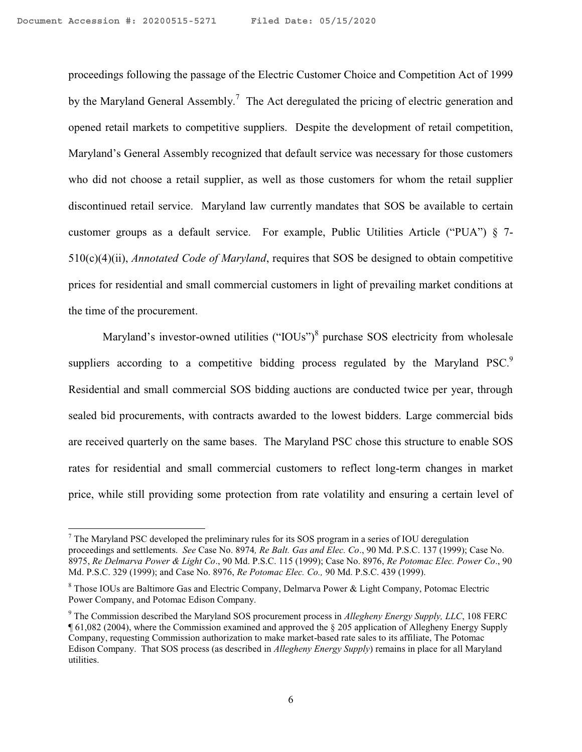proceedings following the passage of the Electric Customer Choice and Competition Act of 1999 by the Maryland General Assembly.[7] The Act deregulated the pricing of electric generation and opened retail markets to competitive suppliers. Despite the development of retail competition, Maryland's General Assembly recognized that default service was necessary for those customers who did not choose a retail supplier, as well as those customers for whom the retail supplier discontinued retail service. Maryland law currently mandates that SOS be available to certain customer groups as a default service. For example, Public Utilities Article ("PUA") § 7-510(c)(4)(ii), *Annotated Code of Maryland*, requires that SOS be designed to obtain competitive prices for residential and small commercial customers in light of prevailing market conditions at the time of the procurement.

Maryland's investor-owned utilities ("IOUs")[8] purchase SOS electricity from wholesale suppliers according to a competitive bidding process regulated by the Maryland PSC.[9] Residential and small commercial SOS bidding auctions are conducted twice per year, through sealed bid procurements, with contracts awarded to the lowest bidders. Large commercial bids are received quarterly on the same bases. The Maryland PSC chose this structure to enable SOS rates for residential and small commercial customers to reflect long-term changes in market price, while still providing some protection from rate volatility and ensuring a certain level of

---

[7] The Maryland PSC developed the preliminary rules for its SOS program in a series of IOU deregulation proceedings and settlements. *See* Case No. 8974*, Re Balt. Gas and Elec. Co*., 90 Md. P.S.C. 137 (1999); Case No. 8975, *Re Delmarva Power & Light Co*., 90 Md. P.S.C. 115 (1999); Case No. 8976, *Re Potomac Elec. Power Co*., 90 Md. P.S.C. 329 (1999); and Case No. 8976, *Re Potomac Elec. Co.,* 90 Md. P.S.C. 439 (1999).

[8] Those IOUs are Baltimore Gas and Electric Company, Delmarva Power & Light Company, Potomac Electric Power Company, and Potomac Edison Company.

[9] The Commission described the Maryland SOS procurement process in *Allegheny Energy Supply, LLC*, 108 FERC ¶ 61,082 (2004), where the Commission examined and approved the § 205 application of Allegheny Energy Supply Company, requesting Commission authorization to make market-based rate sales to its affiliate, The Potomac Edison Company. That SOS process (as described in *Allegheny Energy Supply*) remains in place for all Maryland utilities.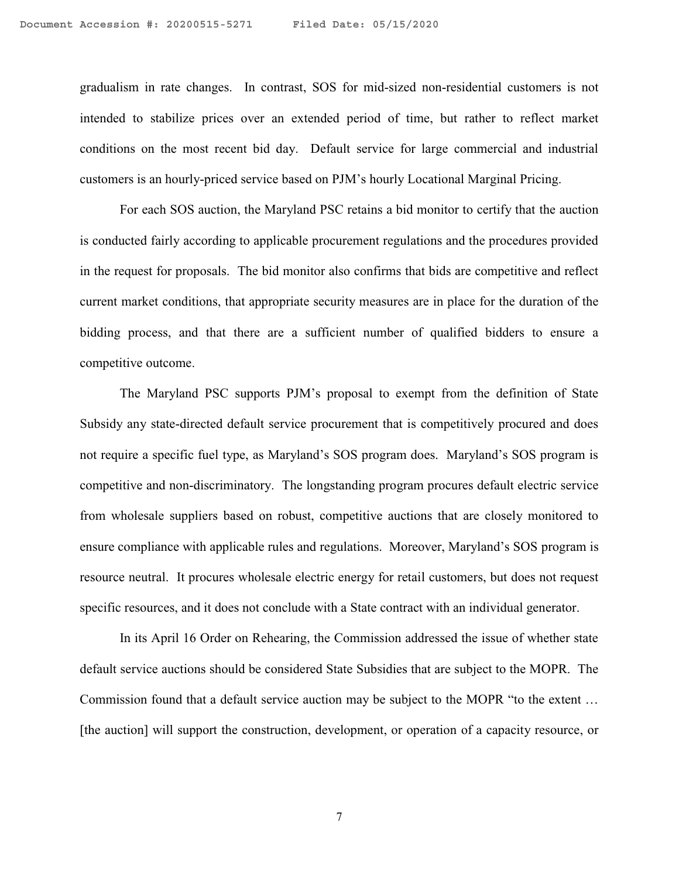gradualism in rate changes. In contrast, SOS for mid-sized non-residential customers is not intended to stabilize prices over an extended period of time, but rather to reflect market conditions on the most recent bid day. Default service for large commercial and industrial customers is an hourly-priced service based on PJM's hourly Locational Marginal Pricing.

For each SOS auction, the Maryland PSC retains a bid monitor to certify that the auction is conducted fairly according to applicable procurement regulations and the procedures provided in the request for proposals. The bid monitor also confirms that bids are competitive and reflect current market conditions, that appropriate security measures are in place for the duration of the bidding process, and that there are a sufficient number of qualified bidders to ensure a competitive outcome.

The Maryland PSC supports PJM's proposal to exempt from the definition of State Subsidy any state-directed default service procurement that is competitively procured and does not require a specific fuel type, as Maryland's SOS program does. Maryland's SOS program is competitive and non-discriminatory. The longstanding program procures default electric service from wholesale suppliers based on robust, competitive auctions that are closely monitored to ensure compliance with applicable rules and regulations. Moreover, Maryland's SOS program is resource neutral. It procures wholesale electric energy for retail customers, but does not request specific resources, and it does not conclude with a State contract with an individual generator.

In its April 16 Order on Rehearing, the Commission addressed the issue of whether state default service auctions should be considered State Subsidies that are subject to the MOPR. The Commission found that a default service auction may be subject to the MOPR "to the extent … [the auction] will support the construction, development, or operation of a capacity resource, or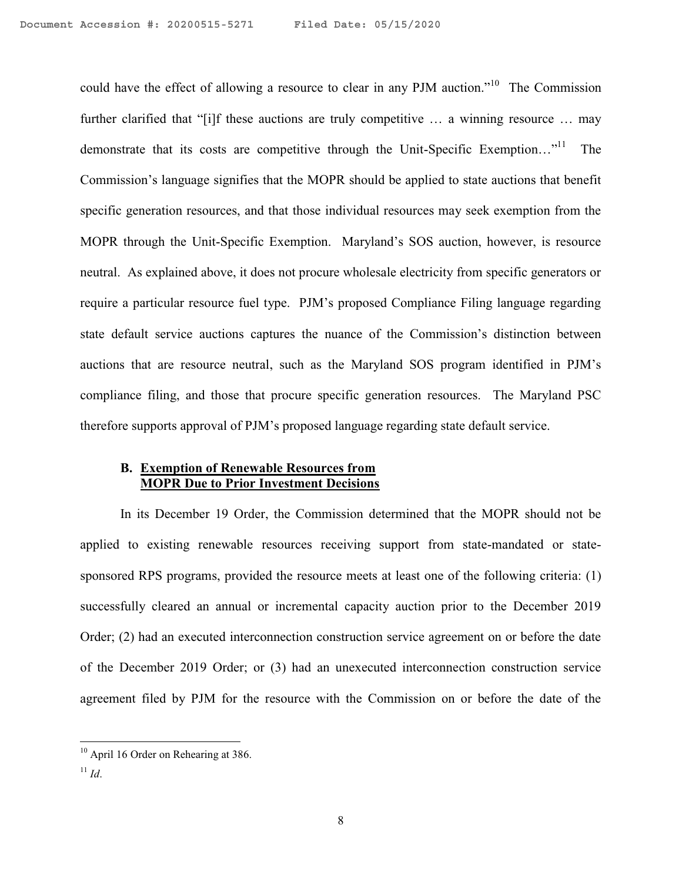could have the effect of allowing a resource to clear in any PJM auction."[10] The Commission further clarified that "[i]f these auctions are truly competitive … a winning resource … may demonstrate that its costs are competitive through the Unit-Specific Exemption…"[11] The Commission's language signifies that the MOPR should be applied to state auctions that benefit specific generation resources, and that those individual resources may seek exemption from the MOPR through the Unit-Specific Exemption. Maryland's SOS auction, however, is resource neutral. As explained above, it does not procure wholesale electricity from specific generators or require a particular resource fuel type. PJM's proposed Compliance Filing language regarding state default service auctions captures the nuance of the Commission's distinction between auctions that are resource neutral, such as the Maryland SOS program identified in PJM's compliance filing, and those that procure specific generation resources. The Maryland PSC therefore supports approval of PJM's proposed language regarding state default service.

### B. Exemption of Renewable Resources from MOPR Due to Prior Investment Decisions

In its December 19 Order, the Commission determined that the MOPR should not be applied to existing renewable resources receiving support from state-mandated or state-sponsored RPS programs, provided the resource meets at least one of the following criteria: (1) successfully cleared an annual or incremental capacity auction prior to the December 2019 Order; (2) had an executed interconnection construction service agreement on or before the date of the December 2019 Order; or (3) had an unexecuted interconnection construction service agreement filed by PJM for the resource with the Commission on or before the date of the

---

[10] April 16 Order on Rehearing at 386.

[11] *Id.*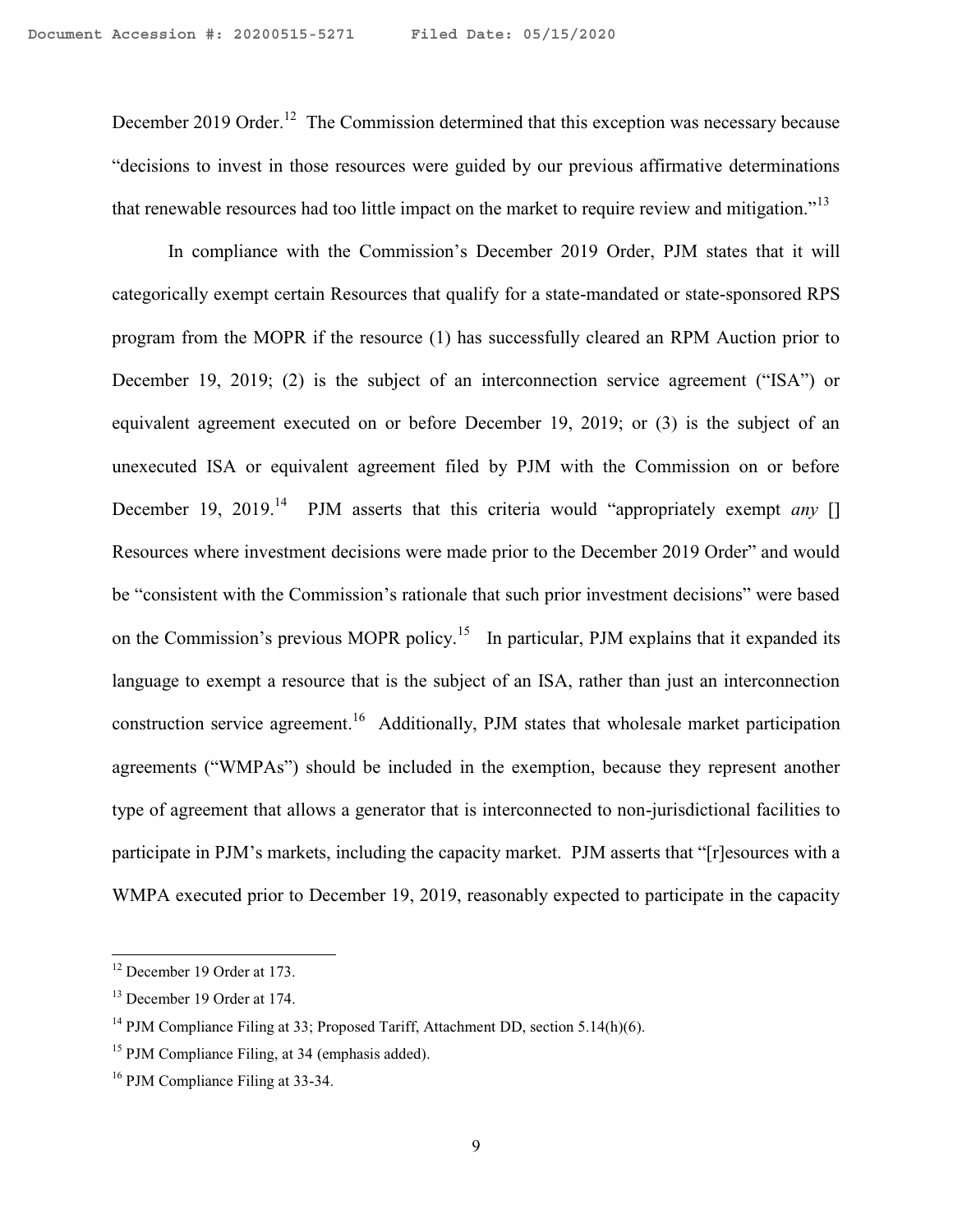December 2019 Order.[12] The Commission determined that this exception was necessary because "decisions to invest in those resources were guided by our previous affirmative determinations that renewable resources had too little impact on the market to require review and mitigation."[13]

In compliance with the Commission's December 2019 Order, PJM states that it will categorically exempt certain Resources that qualify for a state-mandated or state-sponsored RPS program from the MOPR if the resource (1) has successfully cleared an RPM Auction prior to December 19, 2019; (2) is the subject of an interconnection service agreement ("ISA") or equivalent agreement executed on or before December 19, 2019; or (3) is the subject of an unexecuted ISA or equivalent agreement filed by PJM with the Commission on or before December 19, 2019.[14] PJM asserts that this criteria would "appropriately exempt *any* [] Resources where investment decisions were made prior to the December 2019 Order" and would be "consistent with the Commission's rationale that such prior investment decisions" were based on the Commission's previous MOPR policy.[15] In particular, PJM explains that it expanded its language to exempt a resource that is the subject of an ISA, rather than just an interconnection construction service agreement.[16] Additionally, PJM states that wholesale market participation agreements ("WMPAs") should be included in the exemption, because they represent another type of agreement that allows a generator that is interconnected to non-jurisdictional facilities to participate in PJM's markets, including the capacity market. PJM asserts that "[r]esources with a WMPA executed prior to December 19, 2019, reasonably expected to participate in the capacity

---

[12] December 19 Order at 173.

[13] December 19 Order at 174.

[14] PJM Compliance Filing at 33; Proposed Tariff, Attachment DD, section 5.14(h)(6).

[15] PJM Compliance Filing, at 34 (emphasis added).

[16] PJM Compliance Filing at 33-34.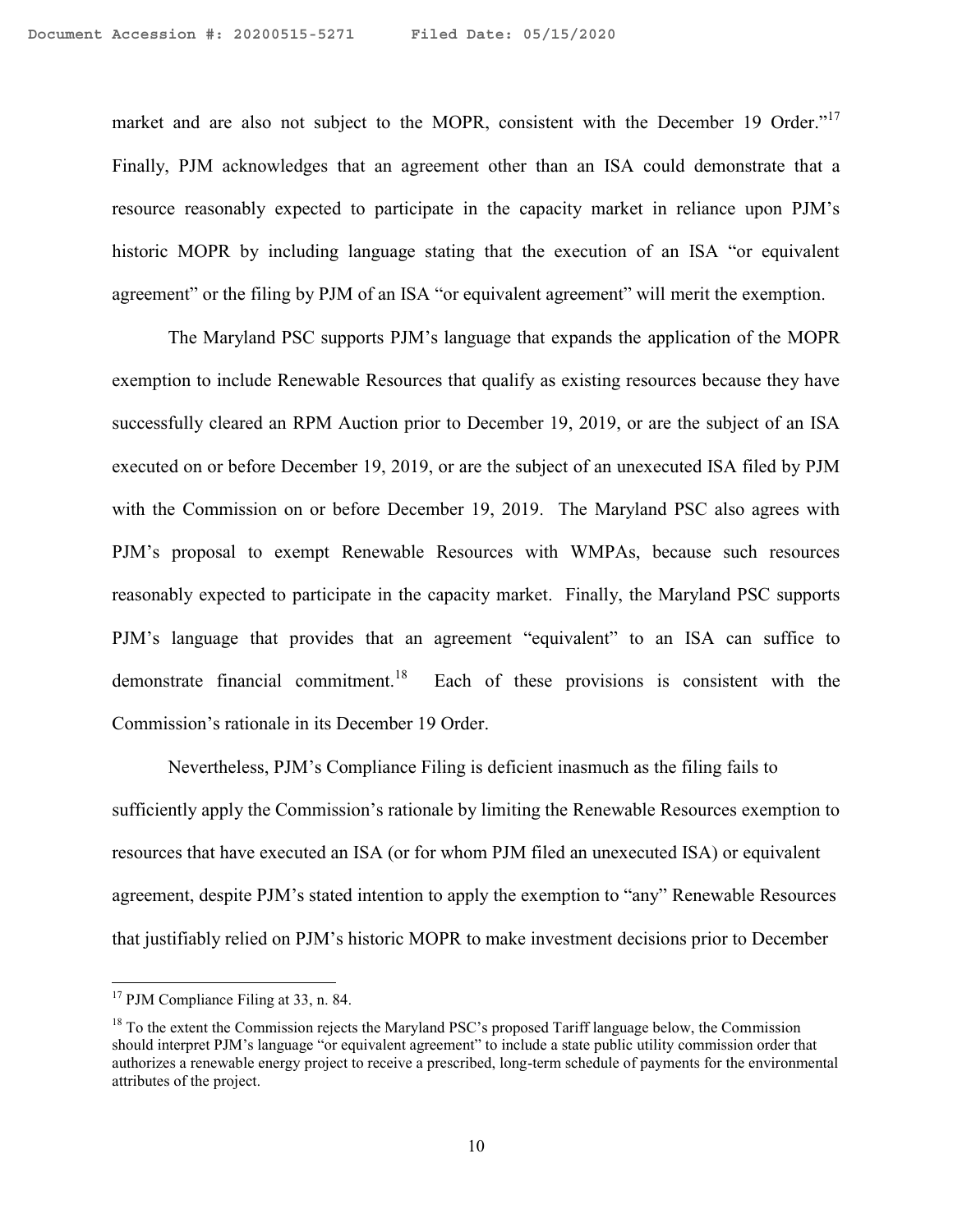market and are also not subject to the MOPR, consistent with the December 19 Order."[17] Finally, PJM acknowledges that an agreement other than an ISA could demonstrate that a resource reasonably expected to participate in the capacity market in reliance upon PJM's historic MOPR by including language stating that the execution of an ISA "or equivalent agreement" or the filing by PJM of an ISA "or equivalent agreement" will merit the exemption.

The Maryland PSC supports PJM's language that expands the application of the MOPR exemption to include Renewable Resources that qualify as existing resources because they have successfully cleared an RPM Auction prior to December 19, 2019, or are the subject of an ISA executed on or before December 19, 2019, or are the subject of an unexecuted ISA filed by PJM with the Commission on or before December 19, 2019. The Maryland PSC also agrees with PJM's proposal to exempt Renewable Resources with WMPAs, because such resources reasonably expected to participate in the capacity market. Finally, the Maryland PSC supports PJM's language that provides that an agreement "equivalent" to an ISA can suffice to demonstrate financial commitment.[18] Each of these provisions is consistent with the Commission's rationale in its December 19 Order.

Nevertheless, PJM's Compliance Filing is deficient inasmuch as the filing fails to sufficiently apply the Commission's rationale by limiting the Renewable Resources exemption to resources that have executed an ISA (or for whom PJM filed an unexecuted ISA) or equivalent agreement, despite PJM's stated intention to apply the exemption to "any" Renewable Resources that justifiably relied on PJM's historic MOPR to make investment decisions prior to December

---

[17] PJM Compliance Filing at 33, n. 84.

[18] To the extent the Commission rejects the Maryland PSC's proposed Tariff language below, the Commission should interpret PJM's language "or equivalent agreement" to include a state public utility commission order that authorizes a renewable energy project to receive a prescribed, long-term schedule of payments for the environmental attributes of the project.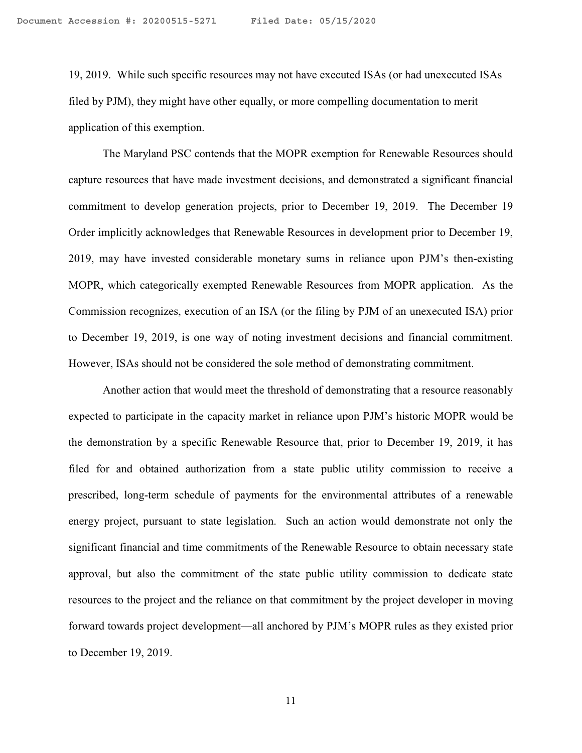19, 2019. While such specific resources may not have executed ISAs (or had unexecuted ISAs filed by PJM), they might have other equally, or more compelling documentation to merit application of this exemption.

The Maryland PSC contends that the MOPR exemption for Renewable Resources should capture resources that have made investment decisions, and demonstrated a significant financial commitment to develop generation projects, prior to December 19, 2019. The December 19 Order implicitly acknowledges that Renewable Resources in development prior to December 19, 2019, may have invested considerable monetary sums in reliance upon PJM's then-existing MOPR, which categorically exempted Renewable Resources from MOPR application. As the Commission recognizes, execution of an ISA (or the filing by PJM of an unexecuted ISA) prior to December 19, 2019, is one way of noting investment decisions and financial commitment. However, ISAs should not be considered the sole method of demonstrating commitment.

Another action that would meet the threshold of demonstrating that a resource reasonably expected to participate in the capacity market in reliance upon PJM's historic MOPR would be the demonstration by a specific Renewable Resource that, prior to December 19, 2019, it has filed for and obtained authorization from a state public utility commission to receive a prescribed, long-term schedule of payments for the environmental attributes of a renewable energy project, pursuant to state legislation. Such an action would demonstrate not only the significant financial and time commitments of the Renewable Resource to obtain necessary state approval, but also the commitment of the state public utility commission to dedicate state resources to the project and the reliance on that commitment by the project developer in moving forward towards project development—all anchored by PJM's MOPR rules as they existed prior to December 19, 2019.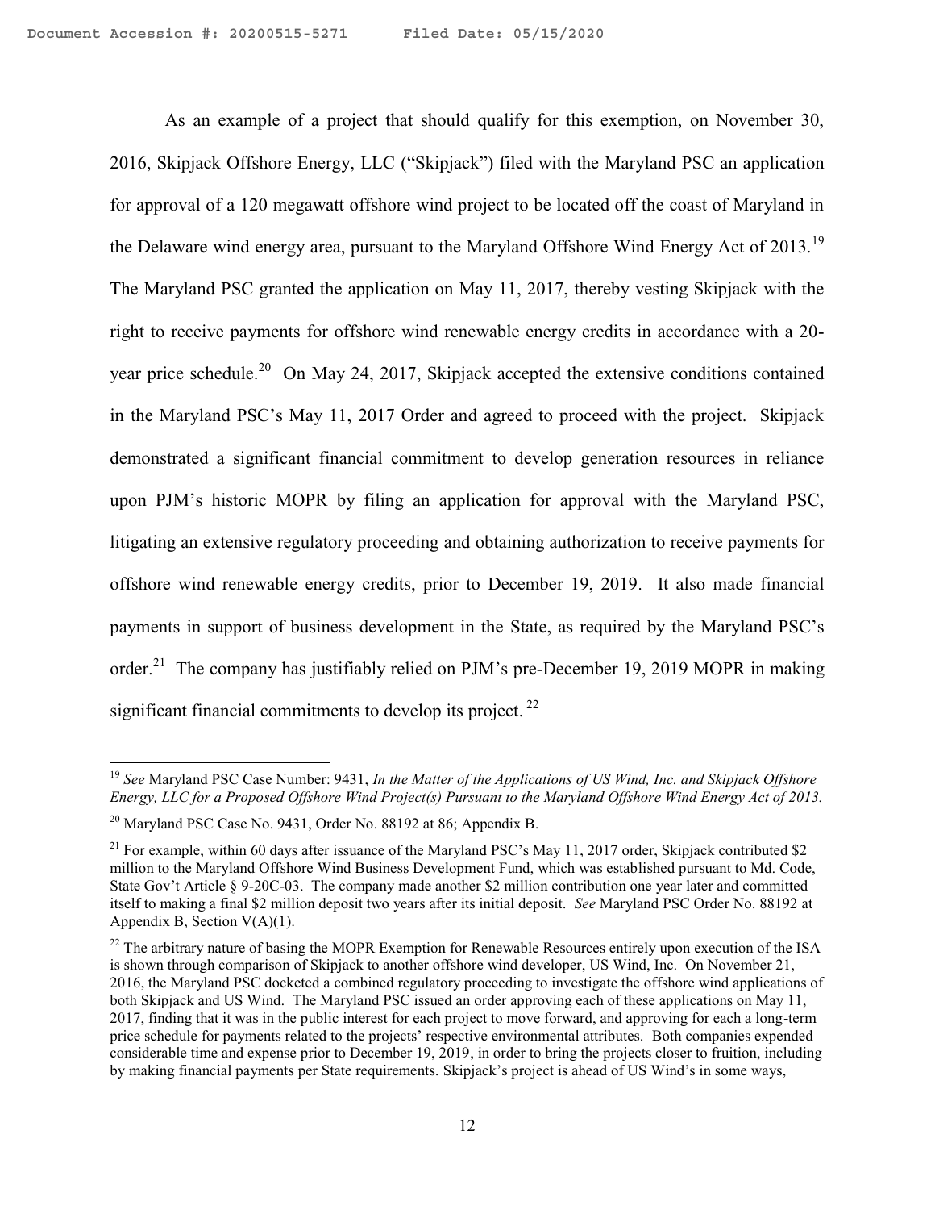As an example of a project that should qualify for this exemption, on November 30, 2016, Skipjack Offshore Energy, LLC ("Skipjack") filed with the Maryland PSC an application for approval of a 120 megawatt offshore wind project to be located off the coast of Maryland in the Delaware wind energy area, pursuant to the Maryland Offshore Wind Energy Act of 2013.[19] The Maryland PSC granted the application on May 11, 2017, thereby vesting Skipjack with the right to receive payments for offshore wind renewable energy credits in accordance with a 20-year price schedule.[20] On May 24, 2017, Skipjack accepted the extensive conditions contained in the Maryland PSC's May 11, 2017 Order and agreed to proceed with the project. Skipjack demonstrated a significant financial commitment to develop generation resources in reliance upon PJM's historic MOPR by filing an application for approval with the Maryland PSC, litigating an extensive regulatory proceeding and obtaining authorization to receive payments for offshore wind renewable energy credits, prior to December 19, 2019. It also made financial payments in support of business development in the State, as required by the Maryland PSC's order.[21] The company has justifiably relied on PJM's pre-December 19, 2019 MOPR in making significant financial commitments to develop its project.[22]

---

[19] *See* Maryland PSC Case Number: 9431, *In the Matter of the Applications of US Wind, Inc. and Skipjack Offshore Energy, LLC for a Proposed Offshore Wind Project(s) Pursuant to the Maryland Offshore Wind Energy Act of 2013.*

[20] Maryland PSC Case No. 9431, Order No. 88192 at 86; Appendix B.

[21] For example, within 60 days after issuance of the Maryland PSC's May 11, 2017 order, Skipjack contributed $2 million to the Maryland Offshore Wind Business Development Fund, which was established pursuant to Md. Code, State Gov't Article § 9-20C-03. The company made another $2 million contribution one year later and committed itself to making a final $2 million deposit two years after its initial deposit. *See* Maryland PSC Order No. 88192 at Appendix B, Section V(A)(1).

[22] The arbitrary nature of basing the MOPR Exemption for Renewable Resources entirely upon execution of the ISA is shown through comparison of Skipjack to another offshore wind developer, US Wind, Inc. On November 21, 2016, the Maryland PSC docketed a combined regulatory proceeding to investigate the offshore wind applications of both Skipjack and US Wind. The Maryland PSC issued an order approving each of these applications on May 11, 2017, finding that it was in the public interest for each project to move forward, and approving for each a long-term price schedule for payments related to the projects' respective environmental attributes. Both companies expended considerable time and expense prior to December 19, 2019, in order to bring the projects closer to fruition, including by making financial payments per State requirements. Skipjack's project is ahead of US Wind's in some ways,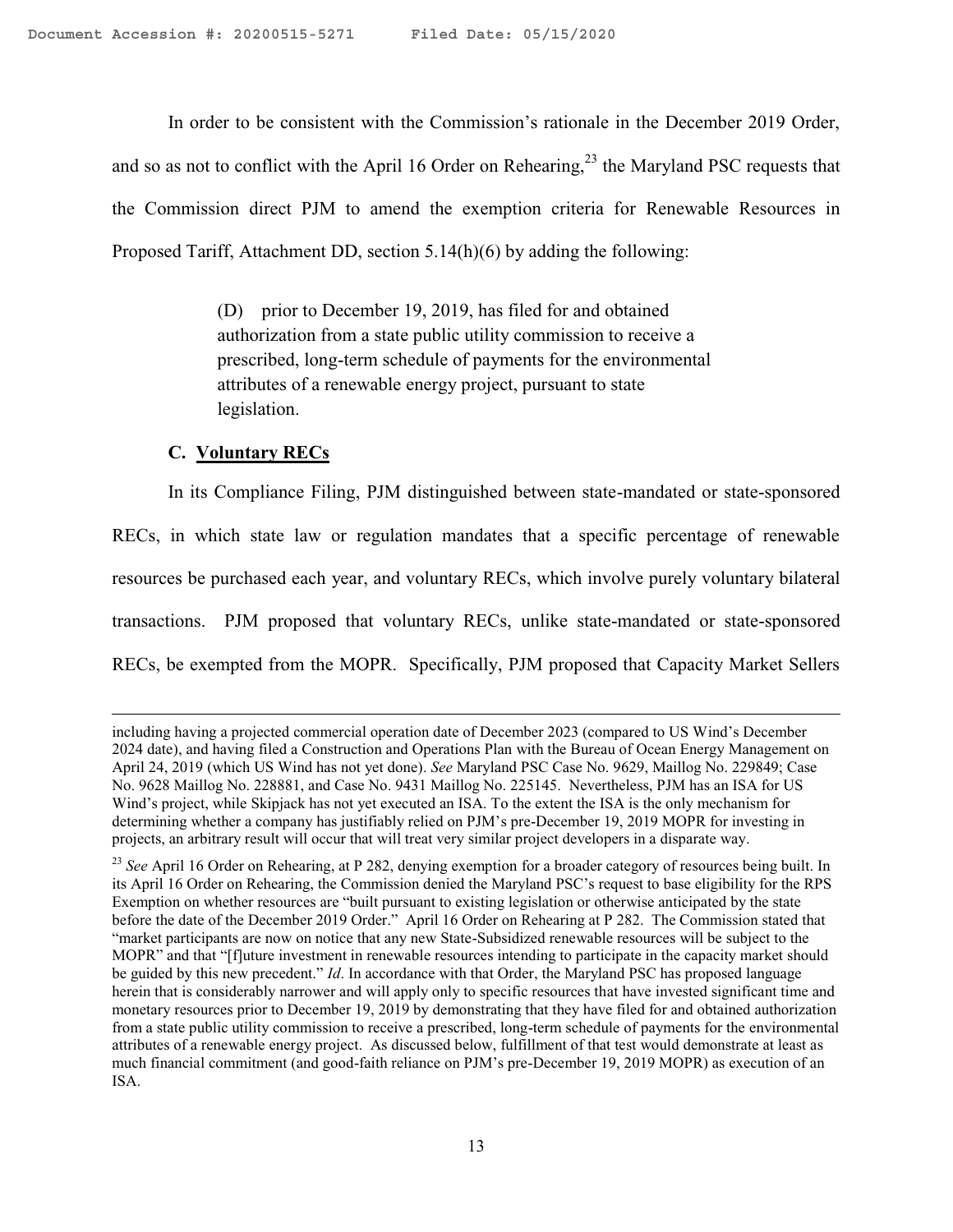In order to be consistent with the Commission's rationale in the December 2019 Order, and so as not to conflict with the April 16 Order on Rehearing,[23] the Maryland PSC requests that the Commission direct PJM to amend the exemption criteria for Renewable Resources in Proposed Tariff, Attachment DD, section 5.14(h)(6) by adding the following:

> (D) prior to December 19, 2019, has filed for and obtained authorization from a state public utility commission to receive a prescribed, long-term schedule of payments for the environmental attributes of a renewable energy project, pursuant to state legislation.

### C. Voluntary RECs

In its Compliance Filing, PJM distinguished between state-mandated or state-sponsored RECs, in which state law or regulation mandates that a specific percentage of renewable resources be purchased each year, and voluntary RECs, which involve purely voluntary bilateral transactions. PJM proposed that voluntary RECs, unlike state-mandated or state-sponsored RECs, be exempted from the MOPR. Specifically, PJM proposed that Capacity Market Sellers

---

including having a projected commercial operation date of December 2023 (compared to US Wind's December 2024 date), and having filed a Construction and Operations Plan with the Bureau of Ocean Energy Management on April 24, 2019 (which US Wind has not yet done). *See* Maryland PSC Case No. 9629, Maillog No. 229849; Case No. 9628 Maillog No. 228881, and Case No. 9431 Maillog No. 225145. Nevertheless, PJM has an ISA for US Wind's project, while Skipjack has not yet executed an ISA. To the extent the ISA is the only mechanism for determining whether a company has justifiably relied on PJM's pre-December 19, 2019 MOPR for investing in projects, an arbitrary result will occur that will treat very similar project developers in a disparate way.

[23] *See* April 16 Order on Rehearing, at P 282, denying exemption for a broader category of resources being built. In its April 16 Order on Rehearing, the Commission denied the Maryland PSC's request to base eligibility for the RPS Exemption on whether resources are "built pursuant to existing legislation or otherwise anticipated by the state before the date of the December 2019 Order." April 16 Order on Rehearing at P 282. The Commission stated that "market participants are now on notice that any new State-Subsidized renewable resources will be subject to the MOPR" and that "[f]uture investment in renewable resources intending to participate in the capacity market should be guided by this new precedent." *Id*. In accordance with that Order, the Maryland PSC has proposed language herein that is considerably narrower and will apply only to specific resources that have invested significant time and monetary resources prior to December 19, 2019 by demonstrating that they have filed for and obtained authorization from a state public utility commission to receive a prescribed, long-term schedule of payments for the environmental attributes of a renewable energy project. As discussed below, fulfillment of that test would demonstrate at least as much financial commitment (and good-faith reliance on PJM's pre-December 19, 2019 MOPR) as execution of an ISA.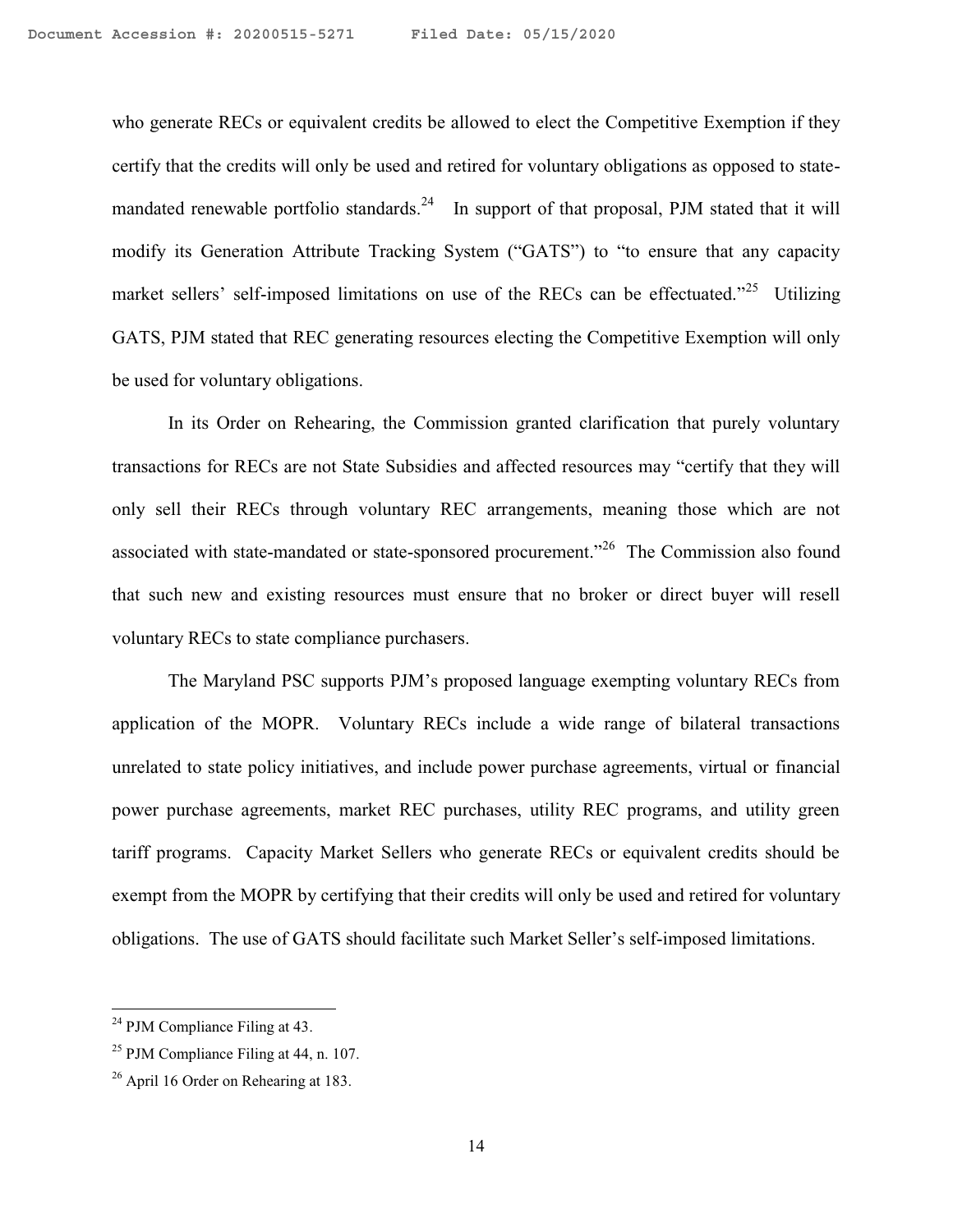who generate RECs or equivalent credits be allowed to elect the Competitive Exemption if they certify that the credits will only be used and retired for voluntary obligations as opposed to state-mandated renewable portfolio standards.[24] In support of that proposal, PJM stated that it will modify its Generation Attribute Tracking System ("GATS") to "to ensure that any capacity market sellers' self-imposed limitations on use of the RECs can be effectuated."[25] Utilizing GATS, PJM stated that REC generating resources electing the Competitive Exemption will only be used for voluntary obligations.

In its Order on Rehearing, the Commission granted clarification that purely voluntary transactions for RECs are not State Subsidies and affected resources may "certify that they will only sell their RECs through voluntary REC arrangements, meaning those which are not associated with state-mandated or state-sponsored procurement."[26] The Commission also found that such new and existing resources must ensure that no broker or direct buyer will resell voluntary RECs to state compliance purchasers.

The Maryland PSC supports PJM's proposed language exempting voluntary RECs from application of the MOPR. Voluntary RECs include a wide range of bilateral transactions unrelated to state policy initiatives, and include power purchase agreements, virtual or financial power purchase agreements, market REC purchases, utility REC programs, and utility green tariff programs. Capacity Market Sellers who generate RECs or equivalent credits should be exempt from the MOPR by certifying that their credits will only be used and retired for voluntary obligations. The use of GATS should facilitate such Market Seller's self-imposed limitations.

[24] PJM Compliance Filing at 43.

[25] PJM Compliance Filing at 44, n. 107.

[26] April 16 Order on Rehearing at 183.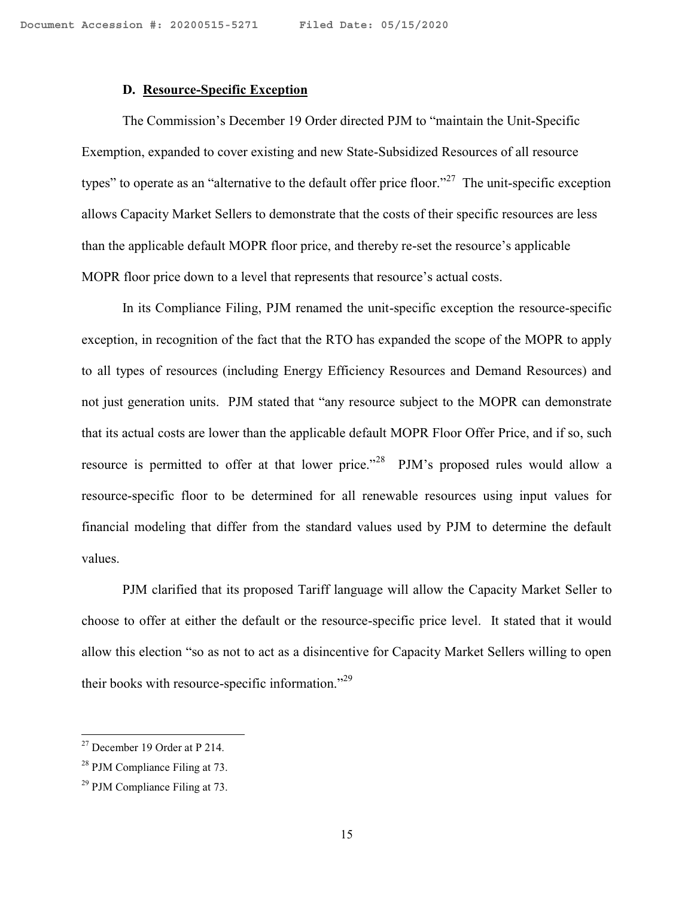### D. Resource-Specific Exception

The Commission's December 19 Order directed PJM to "maintain the Unit-Specific Exemption, expanded to cover existing and new State-Subsidized Resources of all resource types" to operate as an "alternative to the default offer price floor."[27] The unit-specific exception allows Capacity Market Sellers to demonstrate that the costs of their specific resources are less than the applicable default MOPR floor price, and thereby re-set the resource's applicable MOPR floor price down to a level that represents that resource's actual costs.

In its Compliance Filing, PJM renamed the unit-specific exception the resource-specific exception, in recognition of the fact that the RTO has expanded the scope of the MOPR to apply to all types of resources (including Energy Efficiency Resources and Demand Resources) and not just generation units. PJM stated that "any resource subject to the MOPR can demonstrate that its actual costs are lower than the applicable default MOPR Floor Offer Price, and if so, such resource is permitted to offer at that lower price."[28] PJM's proposed rules would allow a resource-specific floor to be determined for all renewable resources using input values for financial modeling that differ from the standard values used by PJM to determine the default values.

PJM clarified that its proposed Tariff language will allow the Capacity Market Seller to choose to offer at either the default or the resource-specific price level. It stated that it would allow this election "so as not to act as a disincentive for Capacity Market Sellers willing to open their books with resource-specific information."[29]

---

[27] December 19 Order at P 214.

[28] PJM Compliance Filing at 73.

[29] PJM Compliance Filing at 73.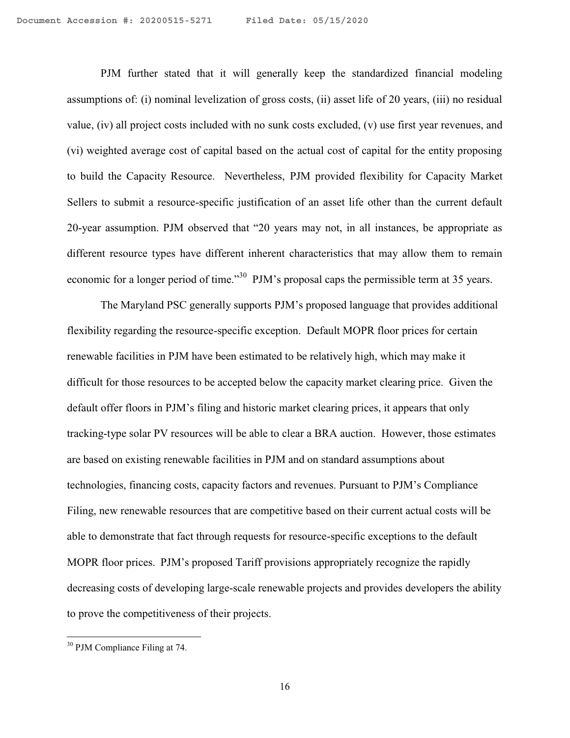PJM further stated that it will generally keep the standardized financial modeling assumptions of: (i) nominal levelization of gross costs, (ii) asset life of 20 years, (iii) no residual value, (iv) all project costs included with no sunk costs excluded, (v) use first year revenues, and (vi) weighted average cost of capital based on the actual cost of capital for the entity proposing to build the Capacity Resource. Nevertheless, PJM provided flexibility for Capacity Market Sellers to submit a resource-specific justification of an asset life other than the current default 20-year assumption. PJM observed that "20 years may not, in all instances, be appropriate as different resource types have different inherent characteristics that may allow them to remain economic for a longer period of time."[30] PJM's proposal caps the permissible term at 35 years.

The Maryland PSC generally supports PJM's proposed language that provides additional flexibility regarding the resource-specific exception. Default MOPR floor prices for certain renewable facilities in PJM have been estimated to be relatively high, which may make it difficult for those resources to be accepted below the capacity market clearing price. Given the default offer floors in PJM's filing and historic market clearing prices, it appears that only tracking-type solar PV resources will be able to clear a BRA auction. However, those estimates are based on existing renewable facilities in PJM and on standard assumptions about technologies, financing costs, capacity factors and revenues. Pursuant to PJM's Compliance Filing, new renewable resources that are competitive based on their current actual costs will be able to demonstrate that fact through requests for resource-specific exceptions to the default MOPR floor prices. PJM's proposed Tariff provisions appropriately recognize the rapidly decreasing costs of developing large-scale renewable projects and provides developers the ability to prove the competitiveness of their projects.

[30] PJM Compliance Filing at 74.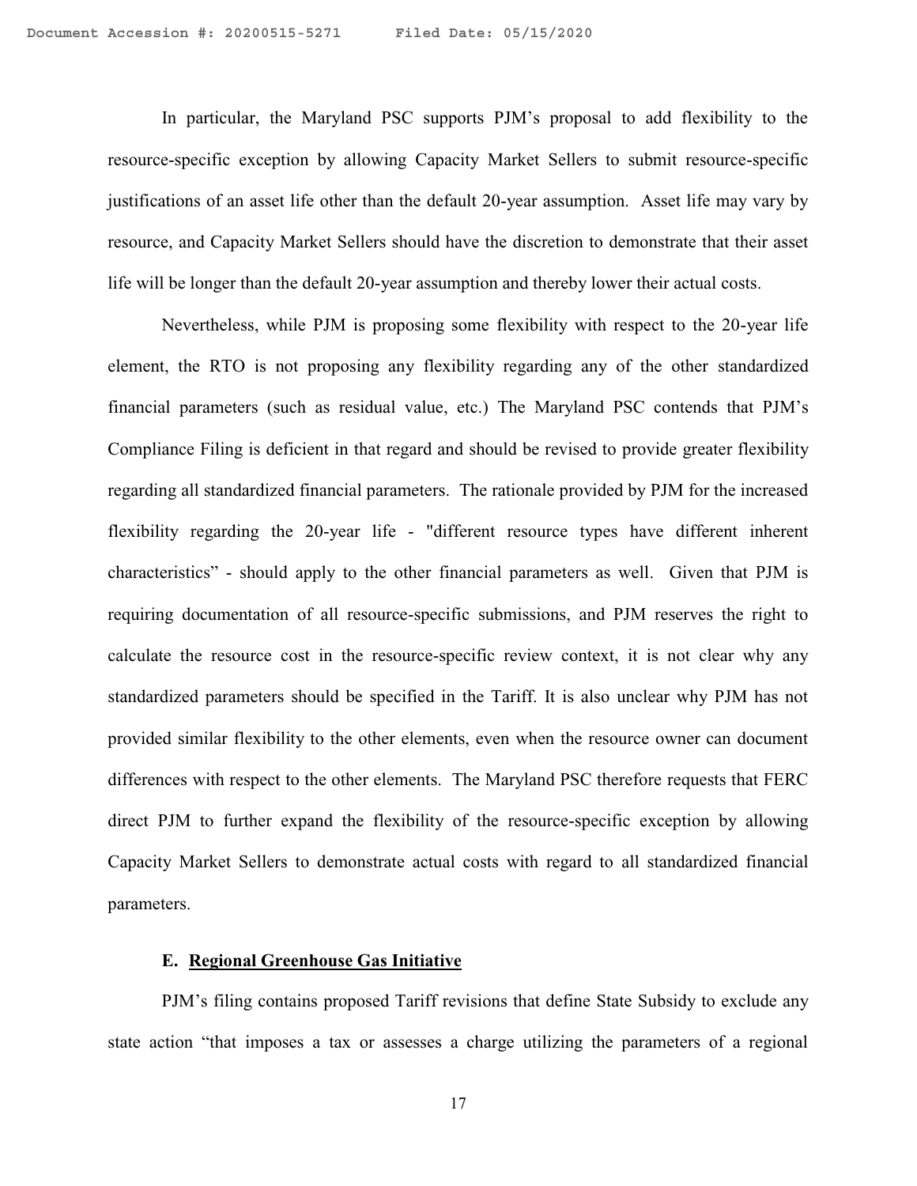In particular, the Maryland PSC supports PJM's proposal to add flexibility to the resource-specific exception by allowing Capacity Market Sellers to submit resource-specific justifications of an asset life other than the default 20-year assumption. Asset life may vary by resource, and Capacity Market Sellers should have the discretion to demonstrate that their asset life will be longer than the default 20-year assumption and thereby lower their actual costs.

Nevertheless, while PJM is proposing some flexibility with respect to the 20-year life element, the RTO is not proposing any flexibility regarding any of the other standardized financial parameters (such as residual value, etc.) The Maryland PSC contends that PJM's Compliance Filing is deficient in that regard and should be revised to provide greater flexibility regarding all standardized financial parameters. The rationale provided by PJM for the increased flexibility regarding the 20-year life - "different resource types have different inherent characteristics" - should apply to the other financial parameters as well. Given that PJM is requiring documentation of all resource-specific submissions, and PJM reserves the right to calculate the resource cost in the resource-specific review context, it is not clear why any standardized parameters should be specified in the Tariff. It is also unclear why PJM has not provided similar flexibility to the other elements, even when the resource owner can document differences with respect to the other elements. The Maryland PSC therefore requests that FERC direct PJM to further expand the flexibility of the resource-specific exception by allowing Capacity Market Sellers to demonstrate actual costs with regard to all standardized financial parameters.

### E. Regional Greenhouse Gas Initiative

PJM's filing contains proposed Tariff revisions that define State Subsidy to exclude any state action "that imposes a tax or assesses a charge utilizing the parameters of a regional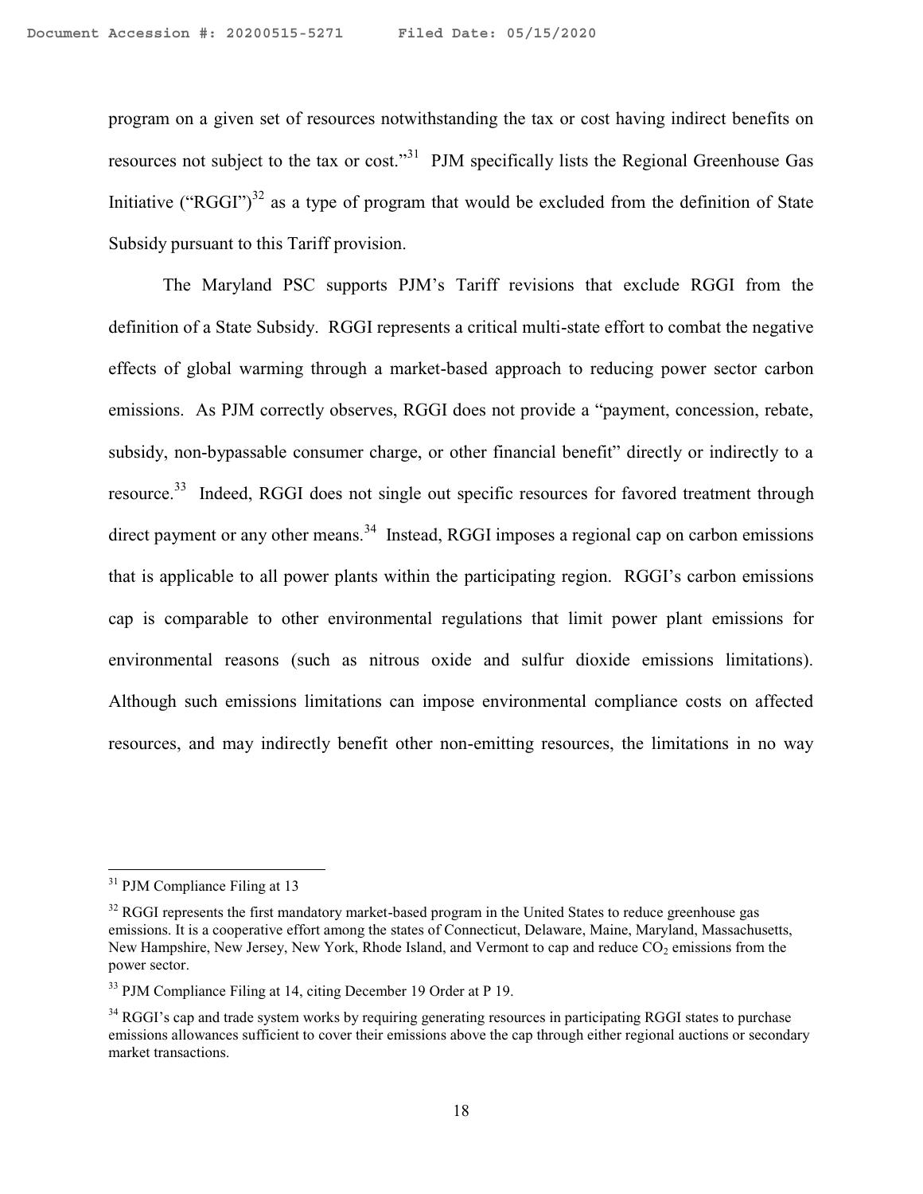program on a given set of resources notwithstanding the tax or cost having indirect benefits on resources not subject to the tax or cost."[31] PJM specifically lists the Regional Greenhouse Gas Initiative ("RGGI")[32] as a type of program that would be excluded from the definition of State Subsidy pursuant to this Tariff provision.

The Maryland PSC supports PJM's Tariff revisions that exclude RGGI from the definition of a State Subsidy. RGGI represents a critical multi-state effort to combat the negative effects of global warming through a market-based approach to reducing power sector carbon emissions. As PJM correctly observes, RGGI does not provide a "payment, concession, rebate, subsidy, non-bypassable consumer charge, or other financial benefit" directly or indirectly to a resource.[33] Indeed, RGGI does not single out specific resources for favored treatment through direct payment or any other means.[34] Instead, RGGI imposes a regional cap on carbon emissions that is applicable to all power plants within the participating region. RGGI's carbon emissions cap is comparable to other environmental regulations that limit power plant emissions for environmental reasons (such as nitrous oxide and sulfur dioxide emissions limitations). Although such emissions limitations can impose environmental compliance costs on affected resources, and may indirectly benefit other non-emitting resources, the limitations in no way

---

[31] PJM Compliance Filing at 13

[32] RGGI represents the first mandatory market-based program in the United States to reduce greenhouse gas emissions. It is a cooperative effort among the states of Connecticut, Delaware, Maine, Maryland, Massachusetts, New Hampshire, New Jersey, New York, Rhode Island, and Vermont to cap and reduce $CO_2$ emissions from the power sector.

[33] PJM Compliance Filing at 14, citing December 19 Order at P 19.

[34] RGGI's cap and trade system works by requiring generating resources in participating RGGI states to purchase emissions allowances sufficient to cover their emissions above the cap through either regional auctions or secondary market transactions.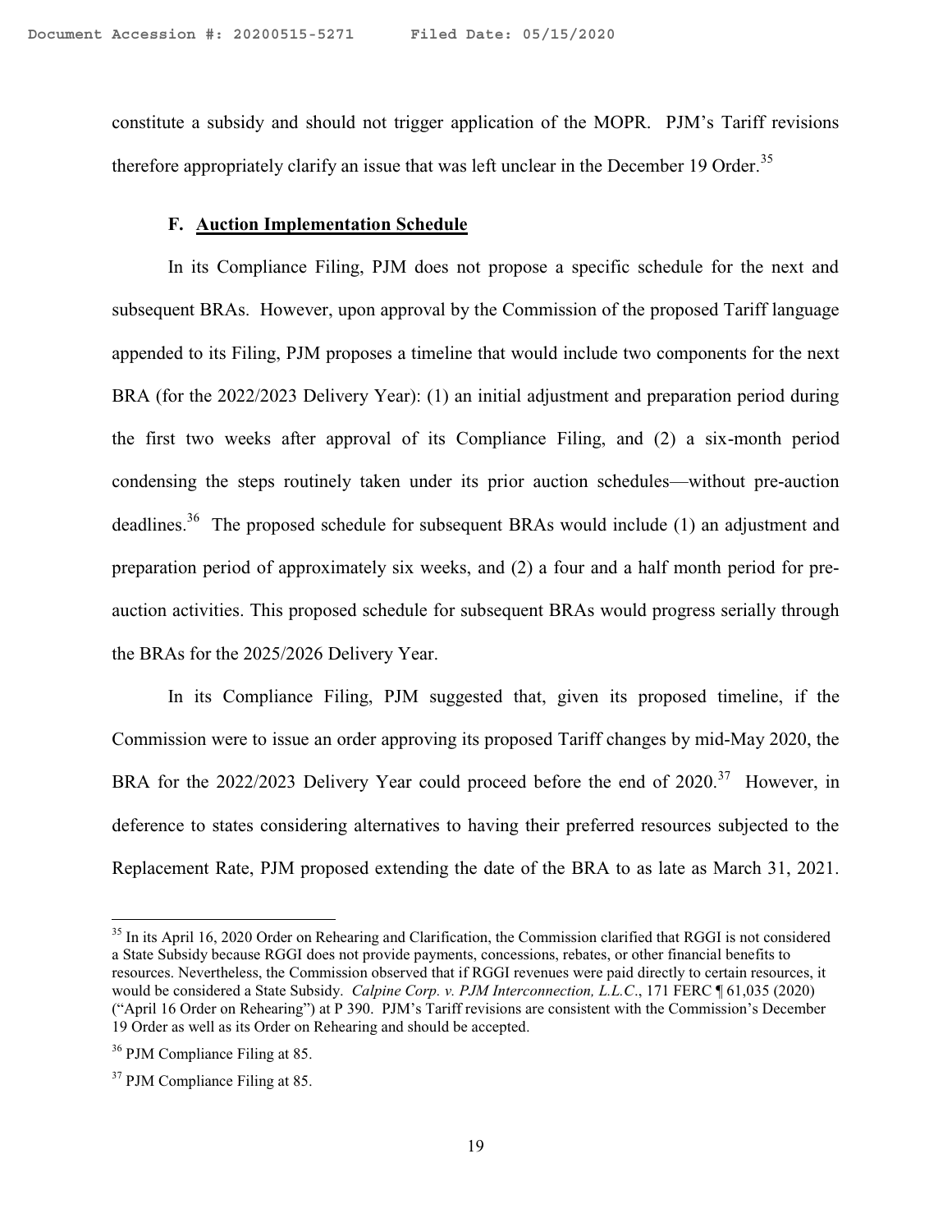constitute a subsidy and should not trigger application of the MOPR. PJM's Tariff revisions therefore appropriately clarify an issue that was left unclear in the December 19 Order.[35]

### F. Auction Implementation Schedule

In its Compliance Filing, PJM does not propose a specific schedule for the next and subsequent BRAs. However, upon approval by the Commission of the proposed Tariff language appended to its Filing, PJM proposes a timeline that would include two components for the next BRA (for the 2022/2023 Delivery Year): (1) an initial adjustment and preparation period during the first two weeks after approval of its Compliance Filing, and (2) a six-month period condensing the steps routinely taken under its prior auction schedules—without pre-auction deadlines.[36] The proposed schedule for subsequent BRAs would include (1) an adjustment and preparation period of approximately six weeks, and (2) a four and a half month period for pre-auction activities. This proposed schedule for subsequent BRAs would progress serially through the BRAs for the 2025/2026 Delivery Year.

In its Compliance Filing, PJM suggested that, given its proposed timeline, if the Commission were to issue an order approving its proposed Tariff changes by mid-May 2020, the BRA for the 2022/2023 Delivery Year could proceed before the end of 2020.[37] However, in deference to states considering alternatives to having their preferred resources subjected to the Replacement Rate, PJM proposed extending the date of the BRA to as late as March 31, 2021.

---

[35] In its April 16, 2020 Order on Rehearing and Clarification, the Commission clarified that RGGI is not considered a State Subsidy because RGGI does not provide payments, concessions, rebates, or other financial benefits to resources. Nevertheless, the Commission observed that if RGGI revenues were paid directly to certain resources, it would be considered a State Subsidy. *Calpine Corp. v. PJM Interconnection, L.L.C*., 171 FERC ¶ 61,035 (2020) ("April 16 Order on Rehearing") at P 390. PJM's Tariff revisions are consistent with the Commission's December 19 Order as well as its Order on Rehearing and should be accepted.

[36] PJM Compliance Filing at 85.

[37] PJM Compliance Filing at 85.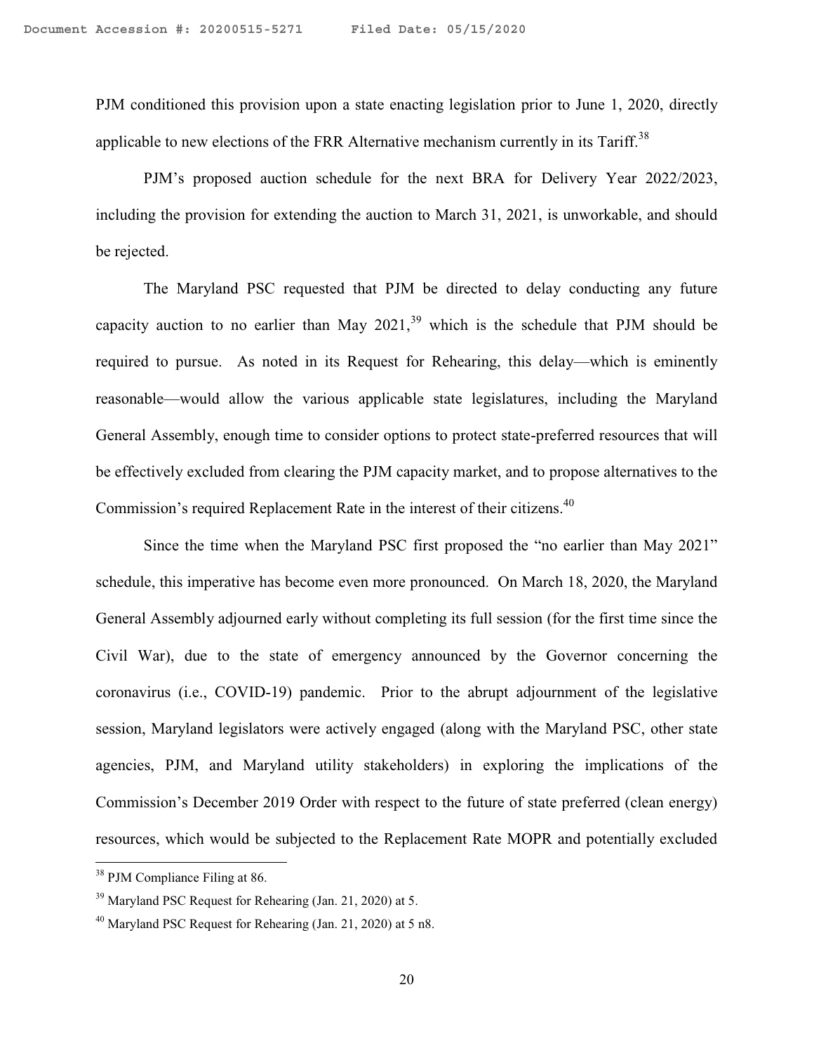PJM conditioned this provision upon a state enacting legislation prior to June 1, 2020, directly applicable to new elections of the FRR Alternative mechanism currently in its Tariff.[38]

PJM's proposed auction schedule for the next BRA for Delivery Year 2022/2023, including the provision for extending the auction to March 31, 2021, is unworkable, and should be rejected.

The Maryland PSC requested that PJM be directed to delay conducting any future capacity auction to no earlier than May 2021,[39] which is the schedule that PJM should be required to pursue. As noted in its Request for Rehearing, this delay—which is eminently reasonable—would allow the various applicable state legislatures, including the Maryland General Assembly, enough time to consider options to protect state-preferred resources that will be effectively excluded from clearing the PJM capacity market, and to propose alternatives to the Commission's required Replacement Rate in the interest of their citizens.[40]

Since the time when the Maryland PSC first proposed the "no earlier than May 2021" schedule, this imperative has become even more pronounced. On March 18, 2020, the Maryland General Assembly adjourned early without completing its full session (for the first time since the Civil War), due to the state of emergency announced by the Governor concerning the coronavirus (i.e., COVID-19) pandemic. Prior to the abrupt adjournment of the legislative session, Maryland legislators were actively engaged (along with the Maryland PSC, other state agencies, PJM, and Maryland utility stakeholders) in exploring the implications of the Commission's December 2019 Order with respect to the future of state preferred (clean energy) resources, which would be subjected to the Replacement Rate MOPR and potentially excluded

---

[38] PJM Compliance Filing at 86.

[39] Maryland PSC Request for Rehearing (Jan. 21, 2020) at 5.

[40] Maryland PSC Request for Rehearing (Jan. 21, 2020) at 5 n8.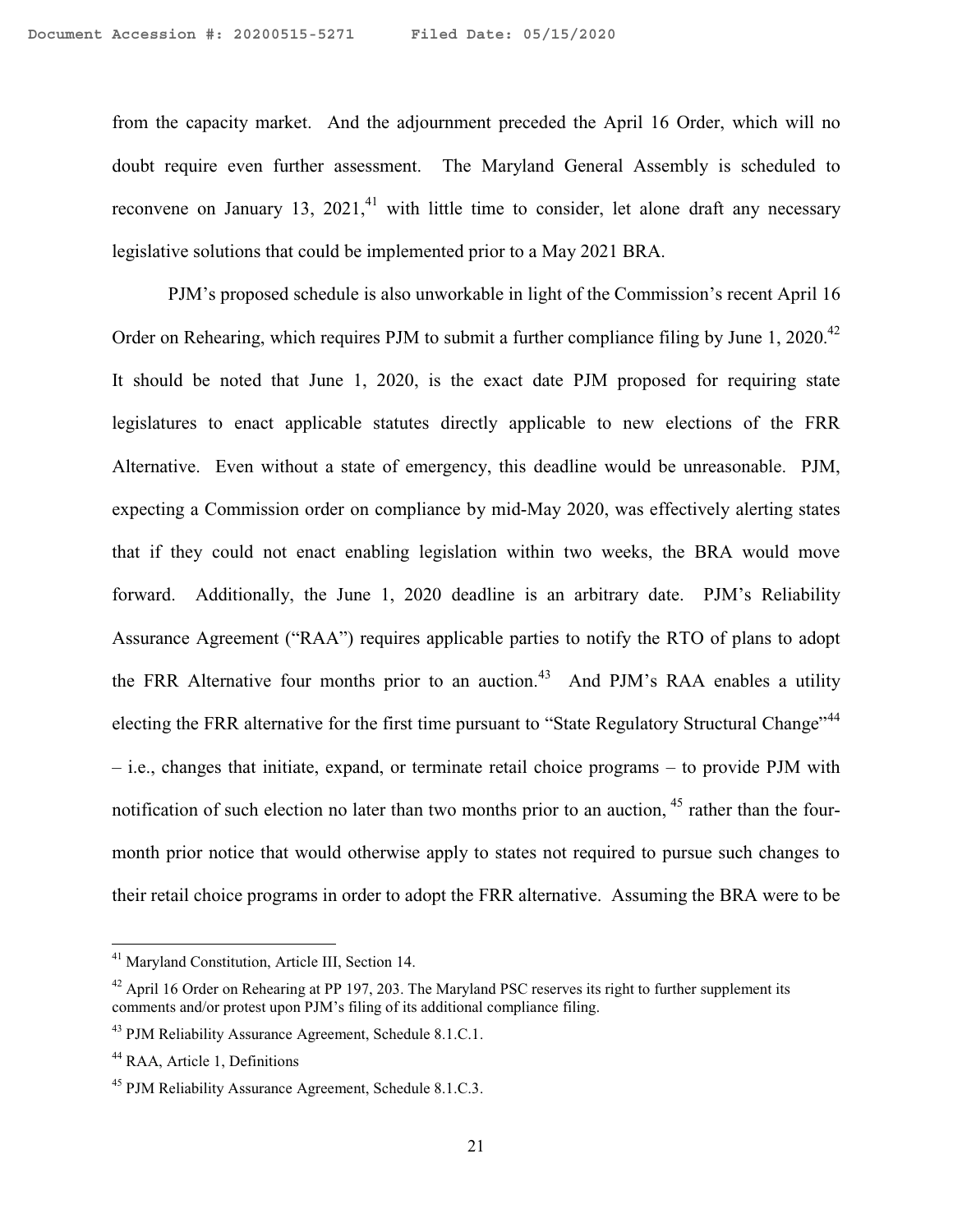from the capacity market. And the adjournment preceded the April 16 Order, which will no doubt require even further assessment. The Maryland General Assembly is scheduled to reconvene on January 13, 2021,[41] with little time to consider, let alone draft any necessary legislative solutions that could be implemented prior to a May 2021 BRA.

PJM's proposed schedule is also unworkable in light of the Commission's recent April 16 Order on Rehearing, which requires PJM to submit a further compliance filing by June 1, 2020.[42] It should be noted that June 1, 2020, is the exact date PJM proposed for requiring state legislatures to enact applicable statutes directly applicable to new elections of the FRR Alternative. Even without a state of emergency, this deadline would be unreasonable. PJM, expecting a Commission order on compliance by mid-May 2020, was effectively alerting states that if they could not enact enabling legislation within two weeks, the BRA would move forward. Additionally, the June 1, 2020 deadline is an arbitrary date. PJM's Reliability Assurance Agreement ("RAA") requires applicable parties to notify the RTO of plans to adopt the FRR Alternative four months prior to an auction.[43] And PJM's RAA enables a utility electing the FRR alternative for the first time pursuant to "State Regulatory Structural Change"[44] – i.e., changes that initiate, expand, or terminate retail choice programs – to provide PJM with notification of such election no later than two months prior to an auction,[45] rather than the four-month prior notice that would otherwise apply to states not required to pursue such changes to their retail choice programs in order to adopt the FRR alternative. Assuming the BRA were to be

---

[41] Maryland Constitution, Article III, Section 14.

[42] April 16 Order on Rehearing at PP 197, 203. The Maryland PSC reserves its right to further supplement its comments and/or protest upon PJM's filing of its additional compliance filing.

[43] PJM Reliability Assurance Agreement, Schedule 8.1.C.1.

[44] RAA, Article 1, Definitions

[45] PJM Reliability Assurance Agreement, Schedule 8.1.C.3.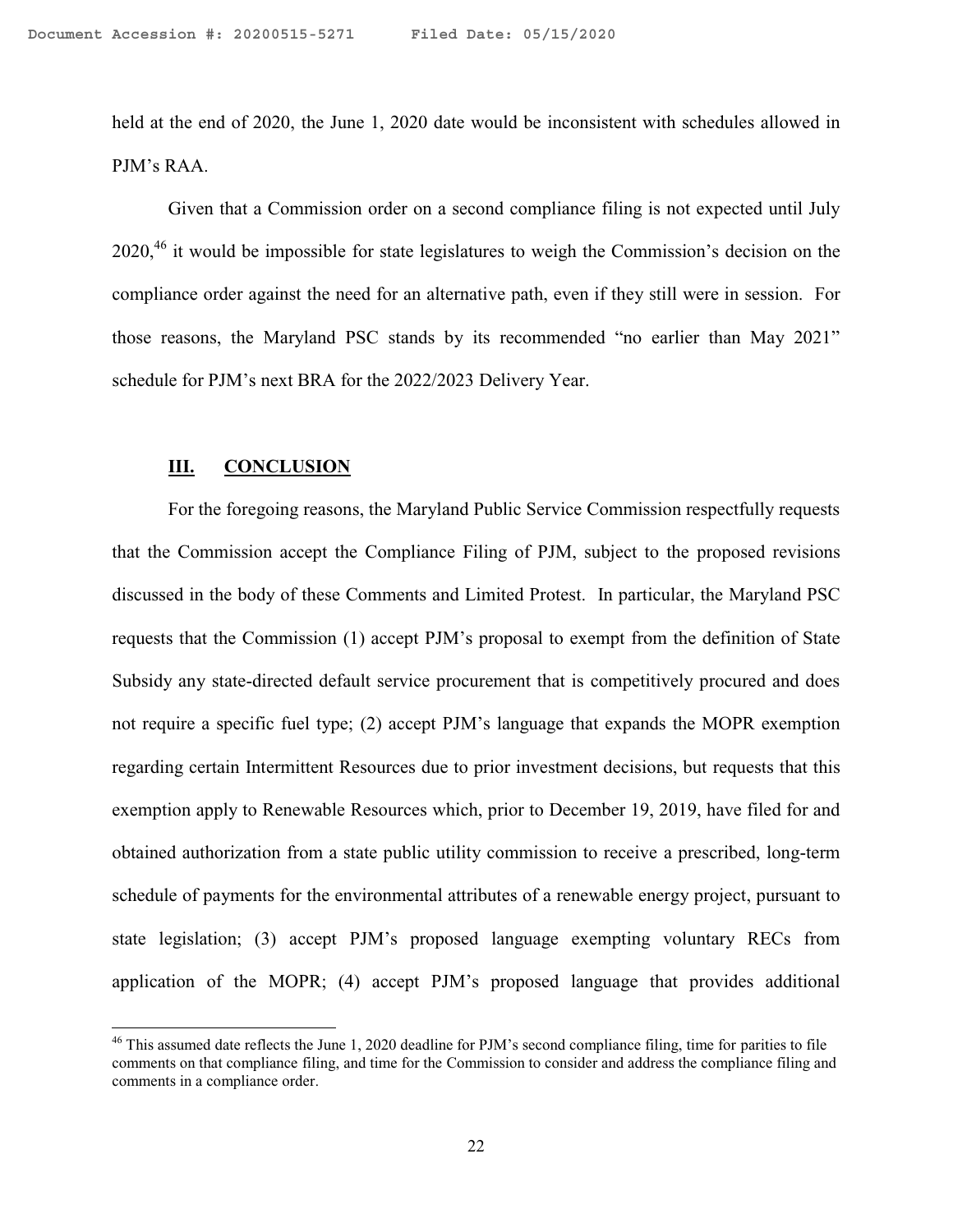held at the end of 2020, the June 1, 2020 date would be inconsistent with schedules allowed in PJM's RAA.

Given that a Commission order on a second compliance filing is not expected until July 2020,[46] it would be impossible for state legislatures to weigh the Commission's decision on the compliance order against the need for an alternative path, even if they still were in session. For those reasons, the Maryland PSC stands by its recommended "no earlier than May 2021" schedule for PJM's next BRA for the 2022/2023 Delivery Year.

## III. CONCLUSION

For the foregoing reasons, the Maryland Public Service Commission respectfully requests that the Commission accept the Compliance Filing of PJM, subject to the proposed revisions discussed in the body of these Comments and Limited Protest. In particular, the Maryland PSC requests that the Commission (1) accept PJM's proposal to exempt from the definition of State Subsidy any state-directed default service procurement that is competitively procured and does not require a specific fuel type; (2) accept PJM's language that expands the MOPR exemption regarding certain Intermittent Resources due to prior investment decisions, but requests that this exemption apply to Renewable Resources which, prior to December 19, 2019, have filed for and obtained authorization from a state public utility commission to receive a prescribed, long-term schedule of payments for the environmental attributes of a renewable energy project, pursuant to state legislation; (3) accept PJM's proposed language exempting voluntary RECs from application of the MOPR; (4) accept PJM's proposed language that provides additional

---

[46] This assumed date reflects the June 1, 2020 deadline for PJM's second compliance filing, time for parities to file comments on that compliance filing, and time for the Commission to consider and address the compliance filing and comments in a compliance order.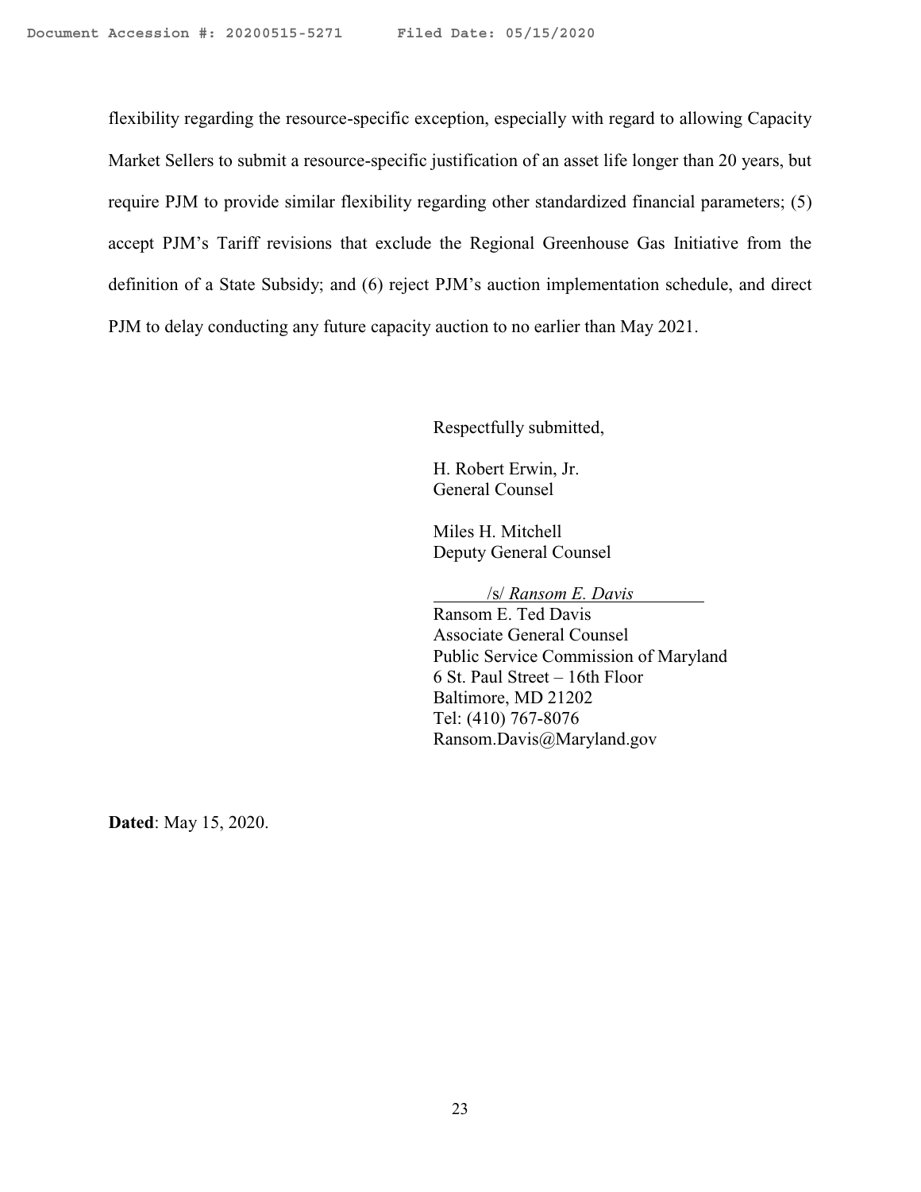flexibility regarding the resource-specific exception, especially with regard to allowing Capacity Market Sellers to submit a resource-specific justification of an asset life longer than 20 years, but require PJM to provide similar flexibility regarding other standardized financial parameters; (5) accept PJM's Tariff revisions that exclude the Regional Greenhouse Gas Initiative from the definition of a State Subsidy; and (6) reject PJM's auction implementation schedule, and direct PJM to delay conducting any future capacity auction to no earlier than May 2021.

Respectfully submitted,

H. Robert Erwin, Jr.
General Counsel

Miles H. Mitchell
Deputy General Counsel

/s/ *Ransom E. Davis*
Ransom E. Ted Davis
Associate General Counsel
Public Service Commission of Maryland
6 St. Paul Street – 16th Floor
Baltimore, MD 21202
Tel: (410) 767-8076
Ransom.Davis@Maryland.gov

**Dated**: May 15, 2020.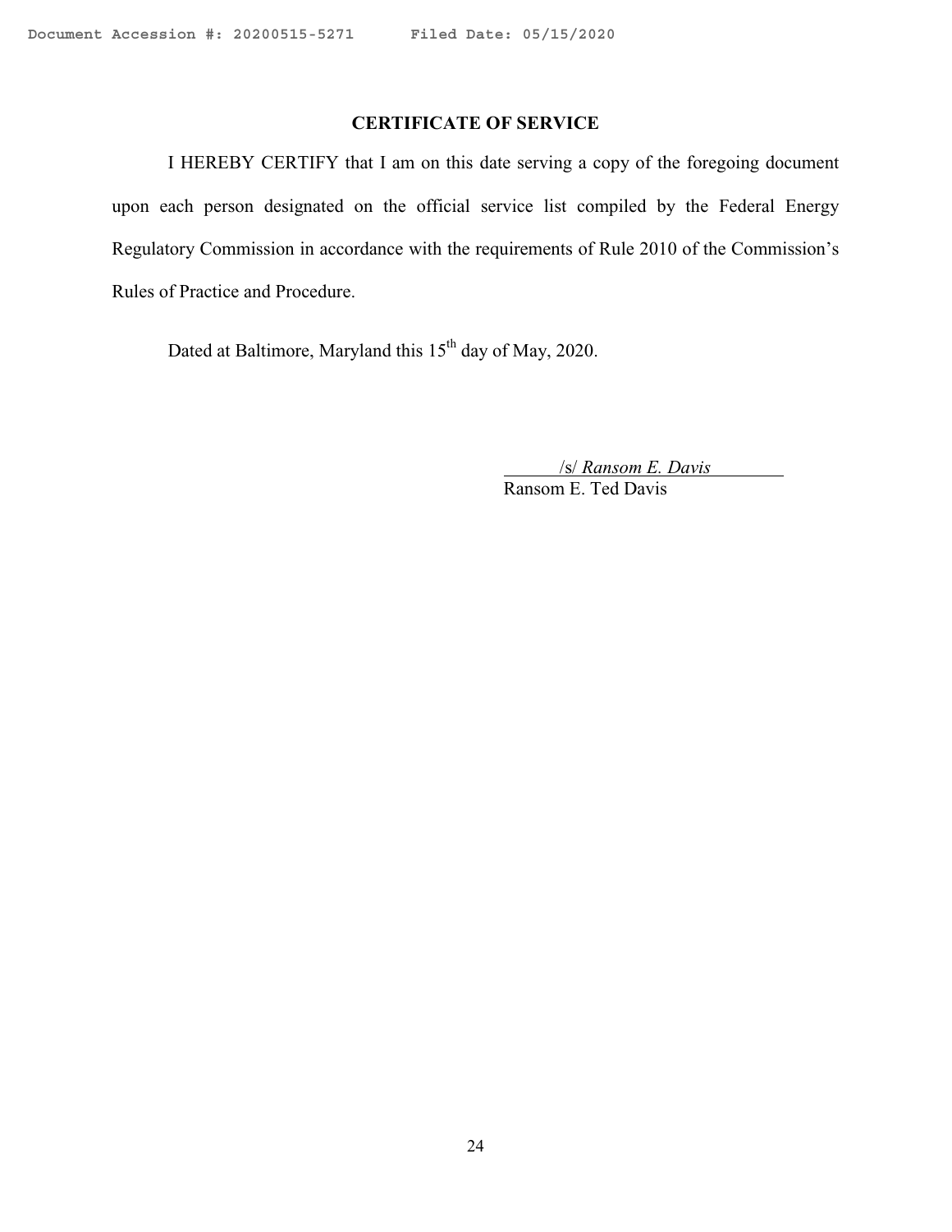## CERTIFICATE OF SERVICE

I HEREBY CERTIFY that I am on this date serving a copy of the foregoing document upon each person designated on the official service list compiled by the Federal Energy Regulatory Commission in accordance with the requirements of Rule 2010 of the Commission's Rules of Practice and Procedure.

Dated at Baltimore, Maryland this 15th day of May, 2020.

/s/ *Ransom E. Davis*
Ransom E. Ted Davis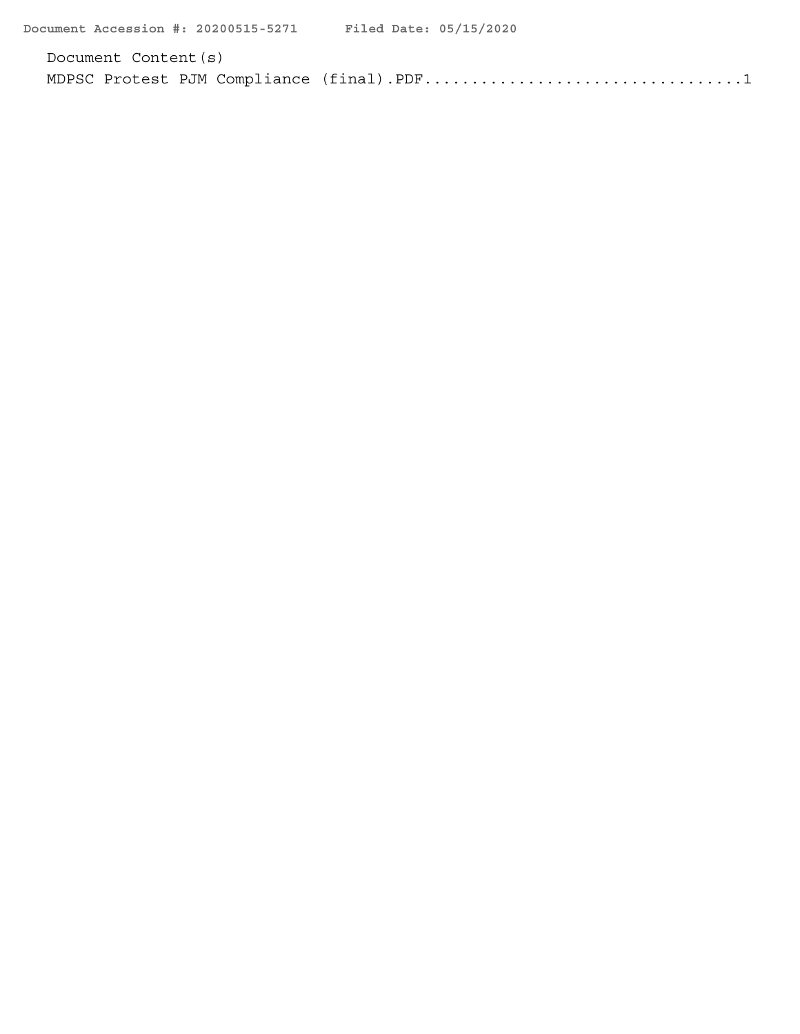Document Accession #: 20200515-5271    Filed Date: 05/15/2020

Document Content(s)

MDPSC Protest PJM Compliance (final).PDF.................................1